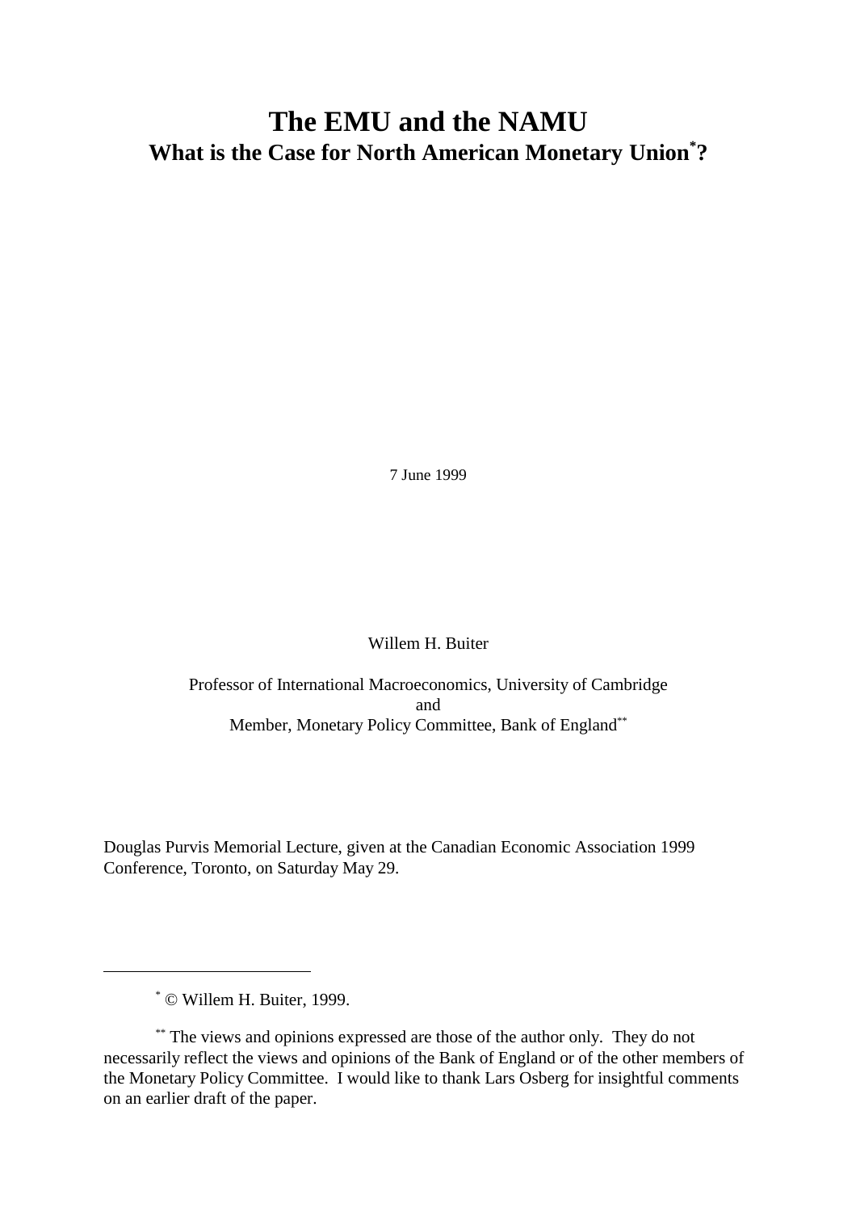# The EMU and the NAMU

## What is the Case for North American Monetary Union[*]?

7 June 1999

Willem H. Buiter

Professor of International Macroeconomics, University of Cambridge
and
Member, Monetary Policy Committee, Bank of England[**]

Douglas Purvis Memorial Lecture, given at the Canadian Economic Association 1999 Conference, Toronto, on Saturday May 29.

---

[*] © Willem H. Buiter, 1999.

[**] The views and opinions expressed are those of the author only. They do not necessarily reflect the views and opinions of the Bank of England or of the other members of the Monetary Policy Committee. I would like to thank Lars Osberg for insightful comments on an earlier draft of the paper.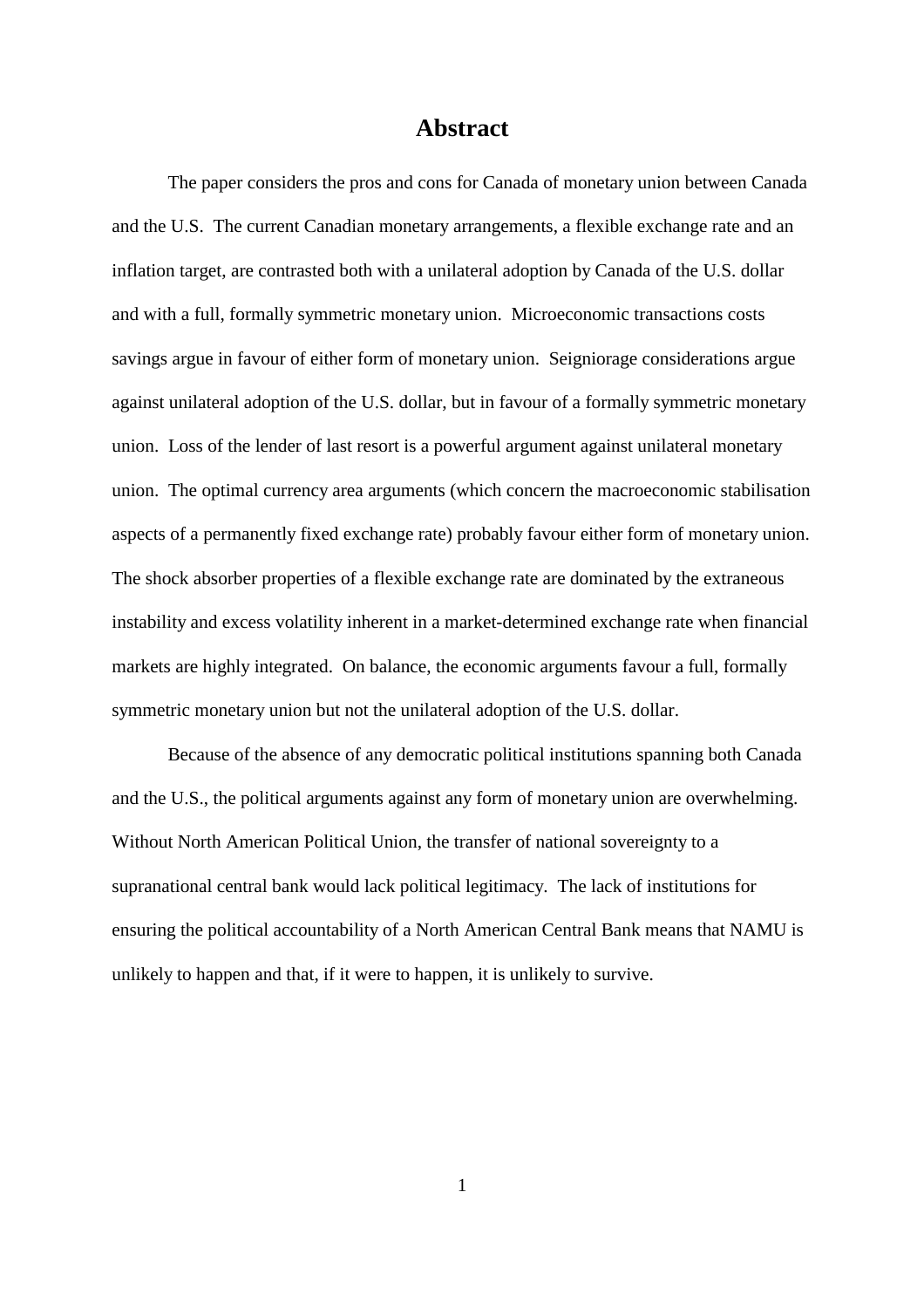# Abstract

The paper considers the pros and cons for Canada of monetary union between Canada and the U.S. The current Canadian monetary arrangements, a flexible exchange rate and an inflation target, are contrasted both with a unilateral adoption by Canada of the U.S. dollar and with a full, formally symmetric monetary union. Microeconomic transactions costs savings argue in favour of either form of monetary union. Seigniorage considerations argue against unilateral adoption of the U.S. dollar, but in favour of a formally symmetric monetary union. Loss of the lender of last resort is a powerful argument against unilateral monetary union. The optimal currency area arguments (which concern the macroeconomic stabilisation aspects of a permanently fixed exchange rate) probably favour either form of monetary union. The shock absorber properties of a flexible exchange rate are dominated by the extraneous instability and excess volatility inherent in a market-determined exchange rate when financial markets are highly integrated. On balance, the economic arguments favour a full, formally symmetric monetary union but not the unilateral adoption of the U.S. dollar.

Because of the absence of any democratic political institutions spanning both Canada and the U.S., the political arguments against any form of monetary union are overwhelming. Without North American Political Union, the transfer of national sovereignty to a supranational central bank would lack political legitimacy. The lack of institutions for ensuring the political accountability of a North American Central Bank means that NAMU is unlikely to happen and that, if it were to happen, it is unlikely to survive.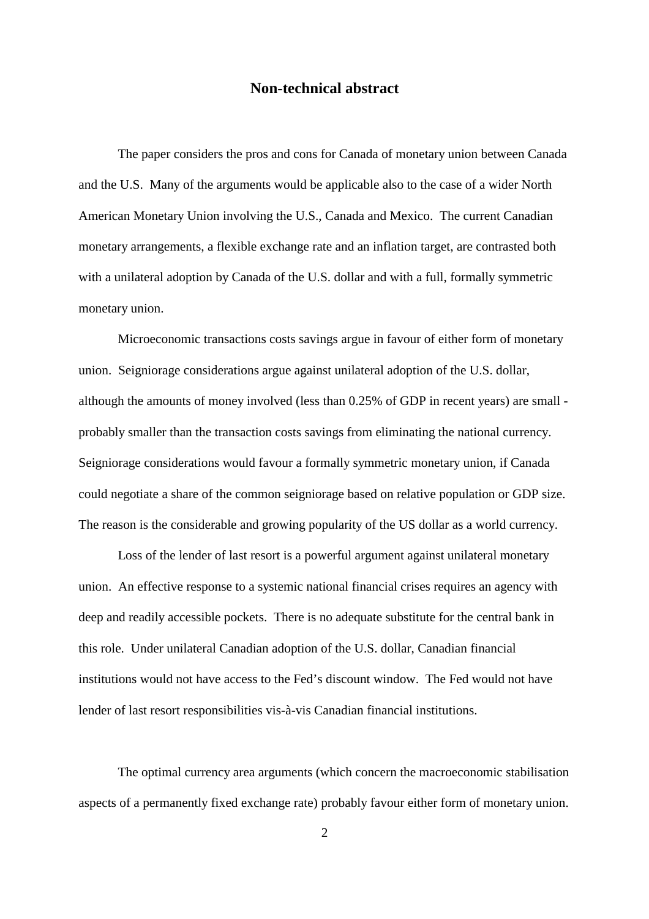## Non-technical abstract

The paper considers the pros and cons for Canada of monetary union between Canada and the U.S. Many of the arguments would be applicable also to the case of a wider North American Monetary Union involving the U.S., Canada and Mexico. The current Canadian monetary arrangements, a flexible exchange rate and an inflation target, are contrasted both with a unilateral adoption by Canada of the U.S. dollar and with a full, formally symmetric monetary union.

Microeconomic transactions costs savings argue in favour of either form of monetary union. Seigniorage considerations argue against unilateral adoption of the U.S. dollar, although the amounts of money involved (less than 0.25% of GDP in recent years) are small - probably smaller than the transaction costs savings from eliminating the national currency. Seigniorage considerations would favour a formally symmetric monetary union, if Canada could negotiate a share of the common seigniorage based on relative population or GDP size. The reason is the considerable and growing popularity of the US dollar as a world currency.

Loss of the lender of last resort is a powerful argument against unilateral monetary union. An effective response to a systemic national financial crises requires an agency with deep and readily accessible pockets. There is no adequate substitute for the central bank in this role. Under unilateral Canadian adoption of the U.S. dollar, Canadian financial institutions would not have access to the Fed's discount window. The Fed would not have lender of last resort responsibilities vis-à-vis Canadian financial institutions.

The optimal currency area arguments (which concern the macroeconomic stabilisation aspects of a permanently fixed exchange rate) probably favour either form of monetary union.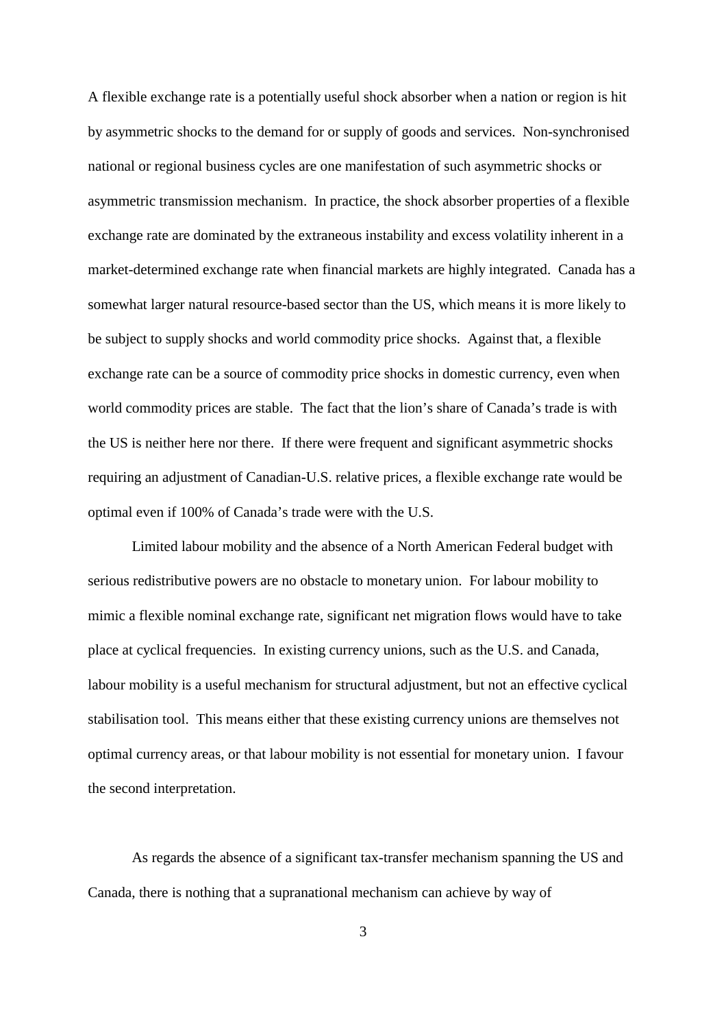A flexible exchange rate is a potentially useful shock absorber when a nation or region is hit by asymmetric shocks to the demand for or supply of goods and services. Non-synchronised national or regional business cycles are one manifestation of such asymmetric shocks or asymmetric transmission mechanism. In practice, the shock absorber properties of a flexible exchange rate are dominated by the extraneous instability and excess volatility inherent in a market-determined exchange rate when financial markets are highly integrated. Canada has a somewhat larger natural resource-based sector than the US, which means it is more likely to be subject to supply shocks and world commodity price shocks. Against that, a flexible exchange rate can be a source of commodity price shocks in domestic currency, even when world commodity prices are stable. The fact that the lion's share of Canada's trade is with the US is neither here nor there. If there were frequent and significant asymmetric shocks requiring an adjustment of Canadian-U.S. relative prices, a flexible exchange rate would be optimal even if 100% of Canada's trade were with the U.S.

Limited labour mobility and the absence of a North American Federal budget with serious redistributive powers are no obstacle to monetary union. For labour mobility to mimic a flexible nominal exchange rate, significant net migration flows would have to take place at cyclical frequencies. In existing currency unions, such as the U.S. and Canada, labour mobility is a useful mechanism for structural adjustment, but not an effective cyclical stabilisation tool. This means either that these existing currency unions are themselves not optimal currency areas, or that labour mobility is not essential for monetary union. I favour the second interpretation.

As regards the absence of a significant tax-transfer mechanism spanning the US and Canada, there is nothing that a supranational mechanism can achieve by way of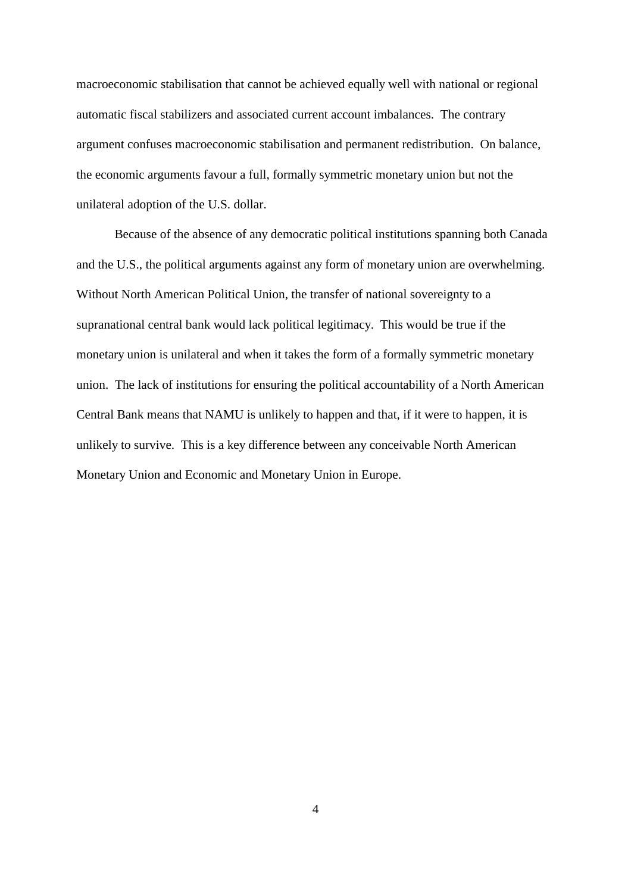macroeconomic stabilisation that cannot be achieved equally well with national or regional automatic fiscal stabilizers and associated current account imbalances. The contrary argument confuses macroeconomic stabilisation and permanent redistribution. On balance, the economic arguments favour a full, formally symmetric monetary union but not the unilateral adoption of the U.S. dollar.

Because of the absence of any democratic political institutions spanning both Canada and the U.S., the political arguments against any form of monetary union are overwhelming. Without North American Political Union, the transfer of national sovereignty to a supranational central bank would lack political legitimacy. This would be true if the monetary union is unilateral and when it takes the form of a formally symmetric monetary union. The lack of institutions for ensuring the political accountability of a North American Central Bank means that NAMU is unlikely to happen and that, if it were to happen, it is unlikely to survive. This is a key difference between any conceivable North American Monetary Union and Economic and Monetary Union in Europe.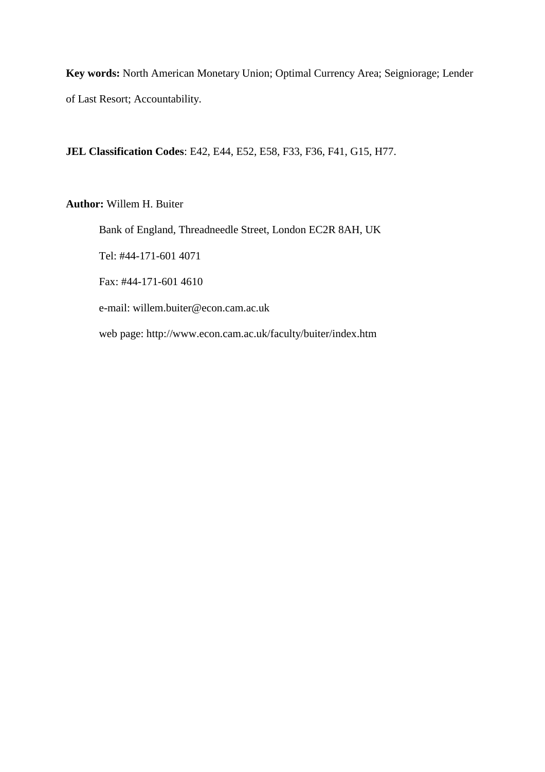**Key words:** North American Monetary Union; Optimal Currency Area; Seigniorage; Lender of Last Resort; Accountability.

**JEL Classification Codes**: E42, E44, E52, E58, F33, F36, F41, G15, H77.

**Author:** Willem H. Buiter

Bank of England, Threadneedle Street, London EC2R 8AH, UK

Tel: #44-171-601 4071

Fax: #44-171-601 4610

e-mail: willem.buiter@econ.cam.ac.uk

web page: http://www.econ.cam.ac.uk/faculty/buiter/index.htm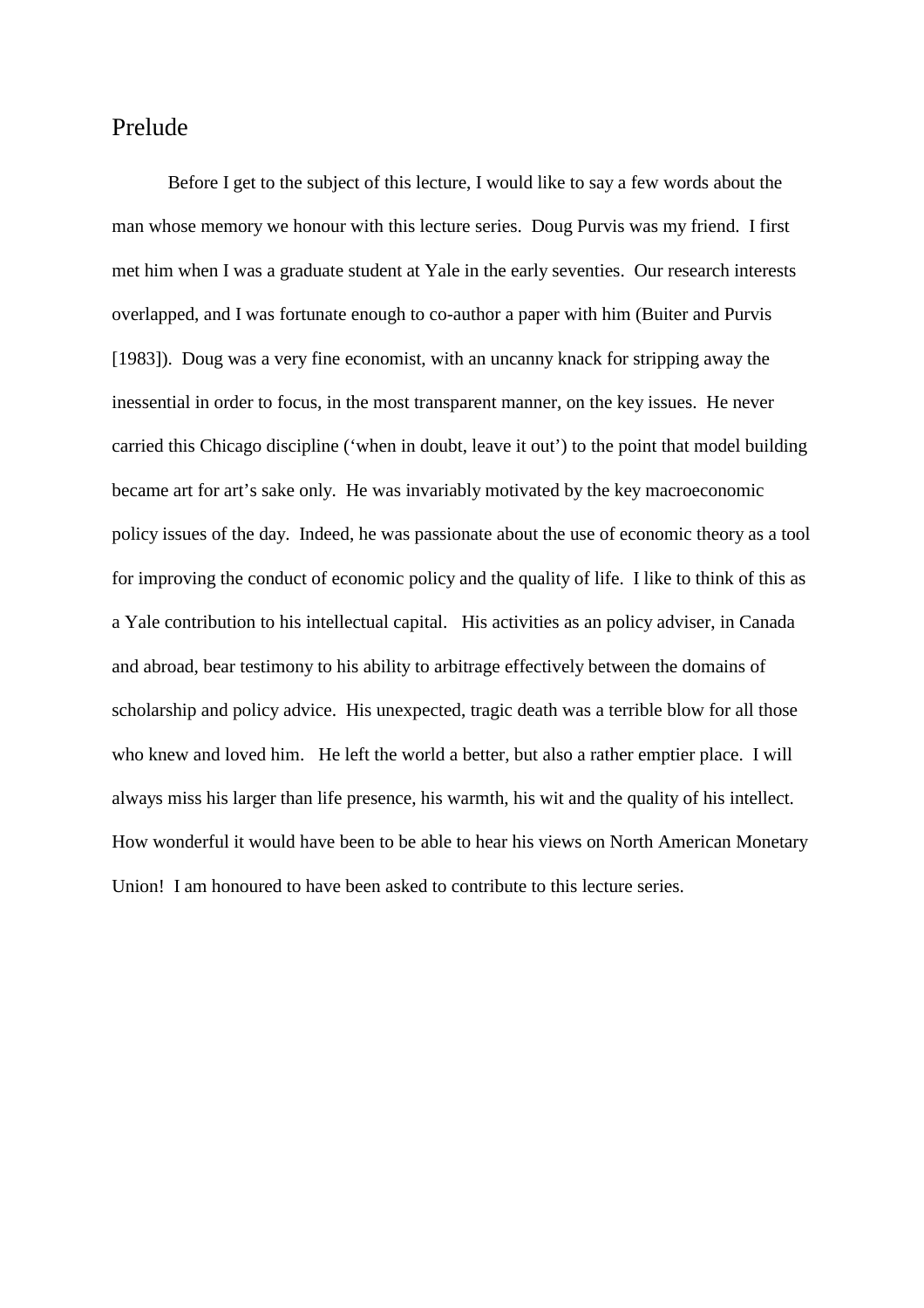## Prelude

Before I get to the subject of this lecture, I would like to say a few words about the man whose memory we honour with this lecture series. Doug Purvis was my friend. I first met him when I was a graduate student at Yale in the early seventies. Our research interests overlapped, and I was fortunate enough to co-author a paper with him (Buiter and Purvis [1983]). Doug was a very fine economist, with an uncanny knack for stripping away the inessential in order to focus, in the most transparent manner, on the key issues. He never carried this Chicago discipline ('when in doubt, leave it out') to the point that model building became art for art's sake only. He was invariably motivated by the key macroeconomic policy issues of the day. Indeed, he was passionate about the use of economic theory as a tool for improving the conduct of economic policy and the quality of life. I like to think of this as a Yale contribution to his intellectual capital. His activities as an policy adviser, in Canada and abroad, bear testimony to his ability to arbitrage effectively between the domains of scholarship and policy advice. His unexpected, tragic death was a terrible blow for all those who knew and loved him. He left the world a better, but also a rather emptier place. I will always miss his larger than life presence, his warmth, his wit and the quality of his intellect. How wonderful it would have been to be able to hear his views on North American Monetary Union! I am honoured to have been asked to contribute to this lecture series.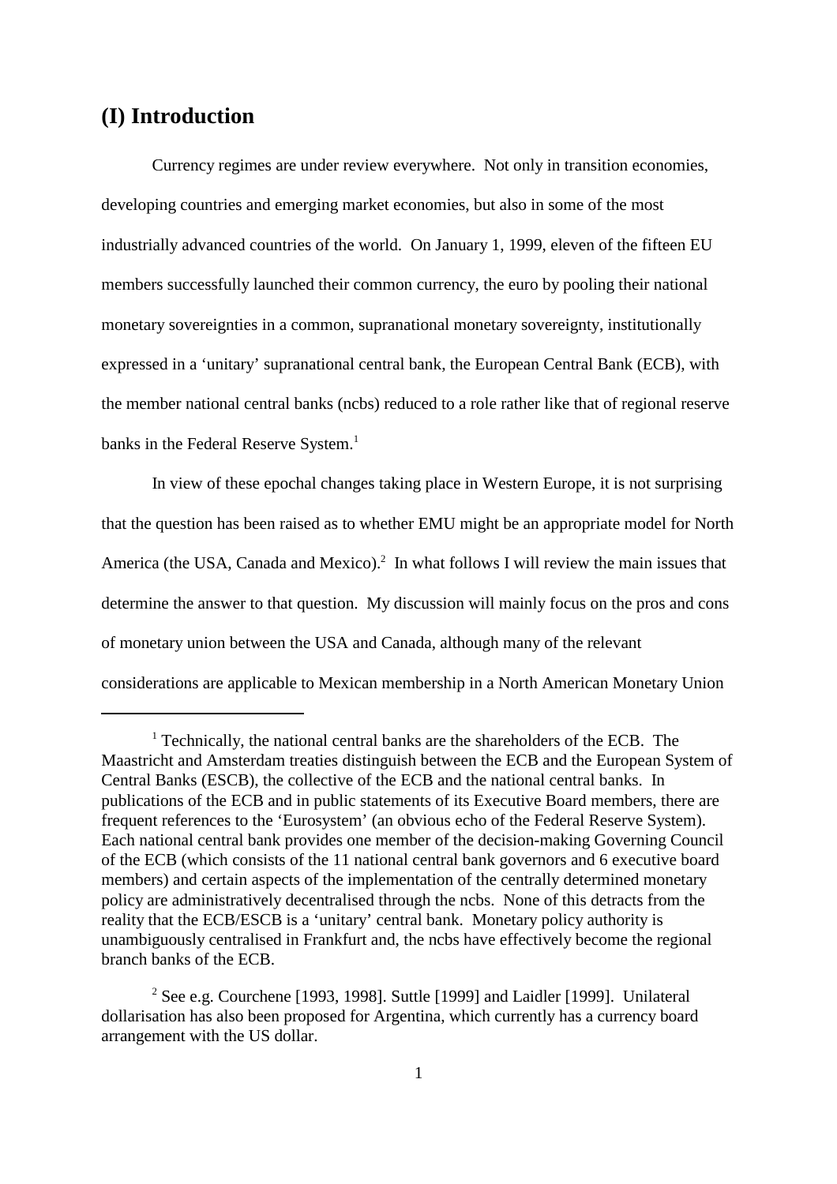## (I) Introduction

Currency regimes are under review everywhere. Not only in transition economies, developing countries and emerging market economies, but also in some of the most industrially advanced countries of the world. On January 1, 1999, eleven of the fifteen EU members successfully launched their common currency, the euro by pooling their national monetary sovereignties in a common, supranational monetary sovereignty, institutionally expressed in a 'unitary' supranational central bank, the European Central Bank (ECB), with the member national central banks (ncbs) reduced to a role rather like that of regional reserve banks in the Federal Reserve System.[1]

In view of these epochal changes taking place in Western Europe, it is not surprising that the question has been raised as to whether EMU might be an appropriate model for North America (the USA, Canada and Mexico).[2] In what follows I will review the main issues that determine the answer to that question. My discussion will mainly focus on the pros and cons of monetary union between the USA and Canada, although many of the relevant considerations are applicable to Mexican membership in a North American Monetary Union

---

[1] Technically, the national central banks are the shareholders of the ECB. The Maastricht and Amsterdam treaties distinguish between the ECB and the European System of Central Banks (ESCB), the collective of the ECB and the national central banks. In publications of the ECB and in public statements of its Executive Board members, there are frequent references to the 'Eurosystem' (an obvious echo of the Federal Reserve System). Each national central bank provides one member of the decision-making Governing Council of the ECB (which consists of the 11 national central bank governors and 6 executive board members) and certain aspects of the implementation of the centrally determined monetary policy are administratively decentralised through the ncbs. None of this detracts from the reality that the ECB/ESCB is a 'unitary' central bank. Monetary policy authority is unambiguously centralised in Frankfurt and, the ncbs have effectively become the regional branch banks of the ECB.

[2] See e.g. Courchene [1993, 1998]. Suttle [1999] and Laidler [1999]. Unilateral dollarisation has also been proposed for Argentina, which currently has a currency board arrangement with the US dollar.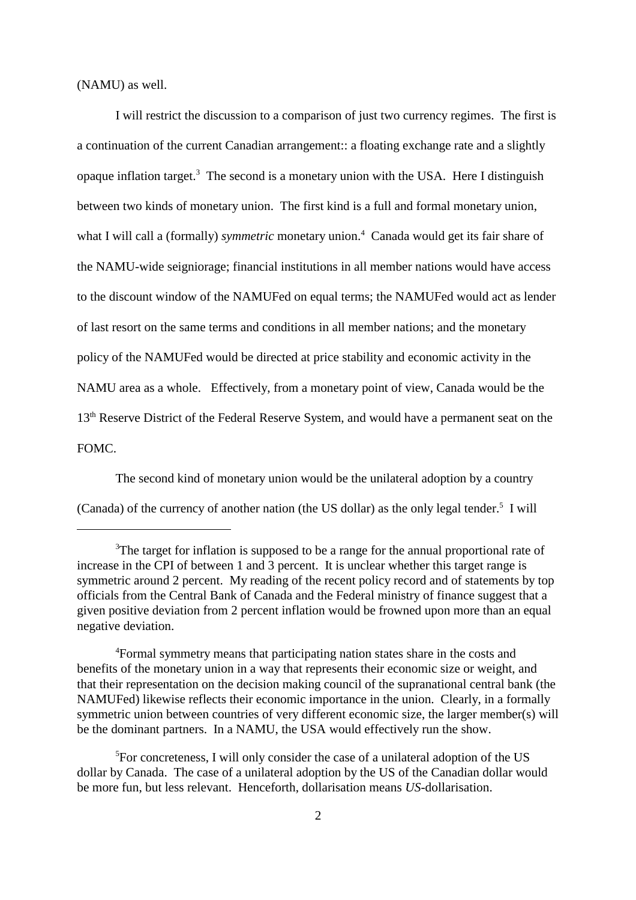(NAMU) as well.

I will restrict the discussion to a comparison of just two currency regimes. The first is a continuation of the current Canadian arrangement:: a floating exchange rate and a slightly opaque inflation target.[3] The second is a monetary union with the USA. Here I distinguish between two kinds of monetary union. The first kind is a full and formal monetary union, what I will call a (formally) *symmetric* monetary union.[4] Canada would get its fair share of the NAMU-wide seigniorage; financial institutions in all member nations would have access to the discount window of the NAMUFed on equal terms; the NAMUFed would act as lender of last resort on the same terms and conditions in all member nations; and the monetary policy of the NAMUFed would be directed at price stability and economic activity in the NAMU area as a whole. Effectively, from a monetary point of view, Canada would be the 13th Reserve District of the Federal Reserve System, and would have a permanent seat on the FOMC.

The second kind of monetary union would be the unilateral adoption by a country (Canada) of the currency of another nation (the US dollar) as the only legal tender.[5] I will

---

[3]The target for inflation is supposed to be a range for the annual proportional rate of increase in the CPI of between 1 and 3 percent. It is unclear whether this target range is symmetric around 2 percent. My reading of the recent policy record and of statements by top officials from the Central Bank of Canada and the Federal ministry of finance suggest that a given positive deviation from 2 percent inflation would be frowned upon more than an equal negative deviation.

[4]Formal symmetry means that participating nation states share in the costs and benefits of the monetary union in a way that represents their economic size or weight, and that their representation on the decision making council of the supranational central bank (the NAMUFed) likewise reflects their economic importance in the union. Clearly, in a formally symmetric union between countries of very different economic size, the larger member(s) will be the dominant partners. In a NAMU, the USA would effectively run the show.

[5]For concreteness, I will only consider the case of a unilateral adoption of the US dollar by Canada. The case of a unilateral adoption by the US of the Canadian dollar would be more fun, but less relevant. Henceforth, dollarisation means *US*-dollarisation.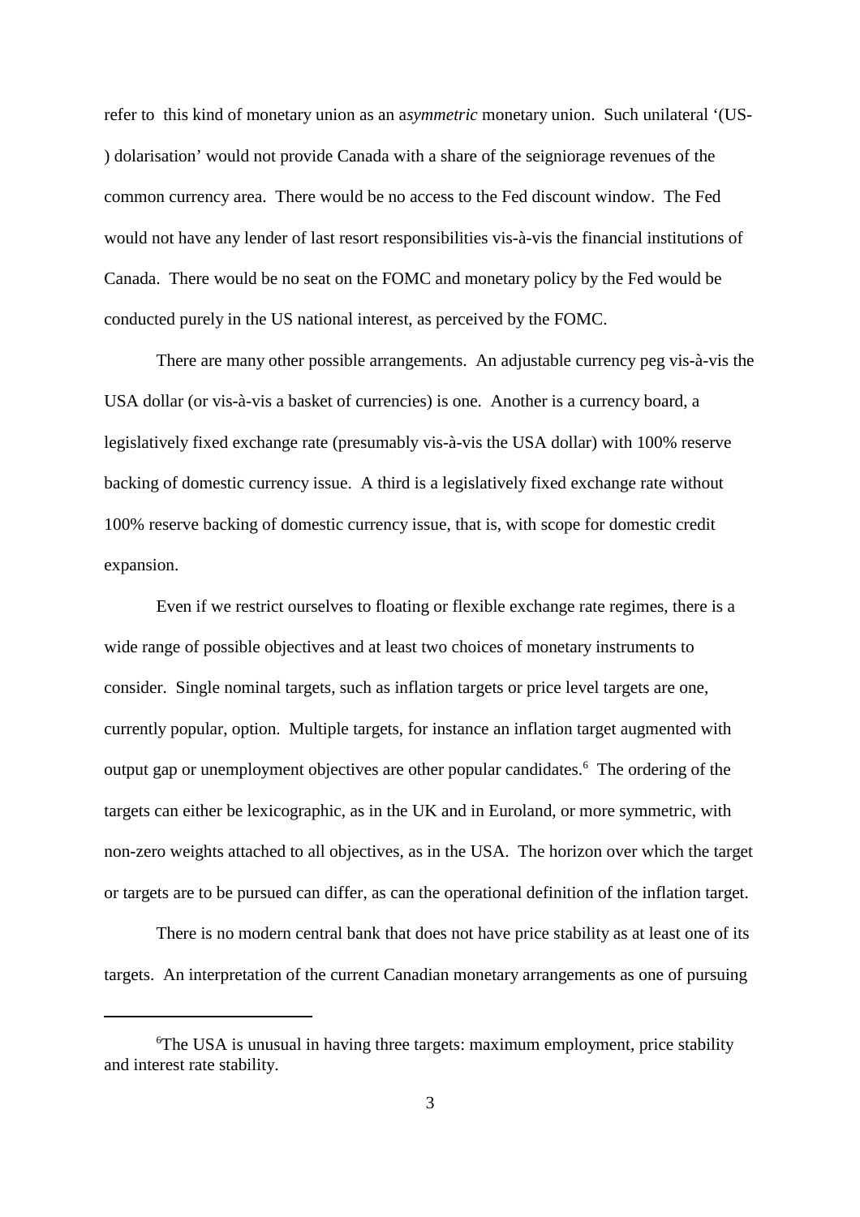refer to this kind of monetary union as an a*symmetric* monetary union. Such unilateral '(US-) dolarisation' would not provide Canada with a share of the seigniorage revenues of the common currency area. There would be no access to the Fed discount window. The Fed would not have any lender of last resort responsibilities vis-à-vis the financial institutions of Canada. There would be no seat on the FOMC and monetary policy by the Fed would be conducted purely in the US national interest, as perceived by the FOMC.

There are many other possible arrangements. An adjustable currency peg vis-à-vis the USA dollar (or vis-à-vis a basket of currencies) is one. Another is a currency board, a legislatively fixed exchange rate (presumably vis-à-vis the USA dollar) with 100% reserve backing of domestic currency issue. A third is a legislatively fixed exchange rate without 100% reserve backing of domestic currency issue, that is, with scope for domestic credit expansion.

Even if we restrict ourselves to floating or flexible exchange rate regimes, there is a wide range of possible objectives and at least two choices of monetary instruments to consider. Single nominal targets, such as inflation targets or price level targets are one, currently popular, option. Multiple targets, for instance an inflation target augmented with output gap or unemployment objectives are other popular candidates.[6] The ordering of the targets can either be lexicographic, as in the UK and in Euroland, or more symmetric, with non-zero weights attached to all objectives, as in the USA. The horizon over which the target or targets are to be pursued can differ, as can the operational definition of the inflation target.

There is no modern central bank that does not have price stability as at least one of its targets. An interpretation of the current Canadian monetary arrangements as one of pursuing

---

[6]The USA is unusual in having three targets: maximum employment, price stability and interest rate stability.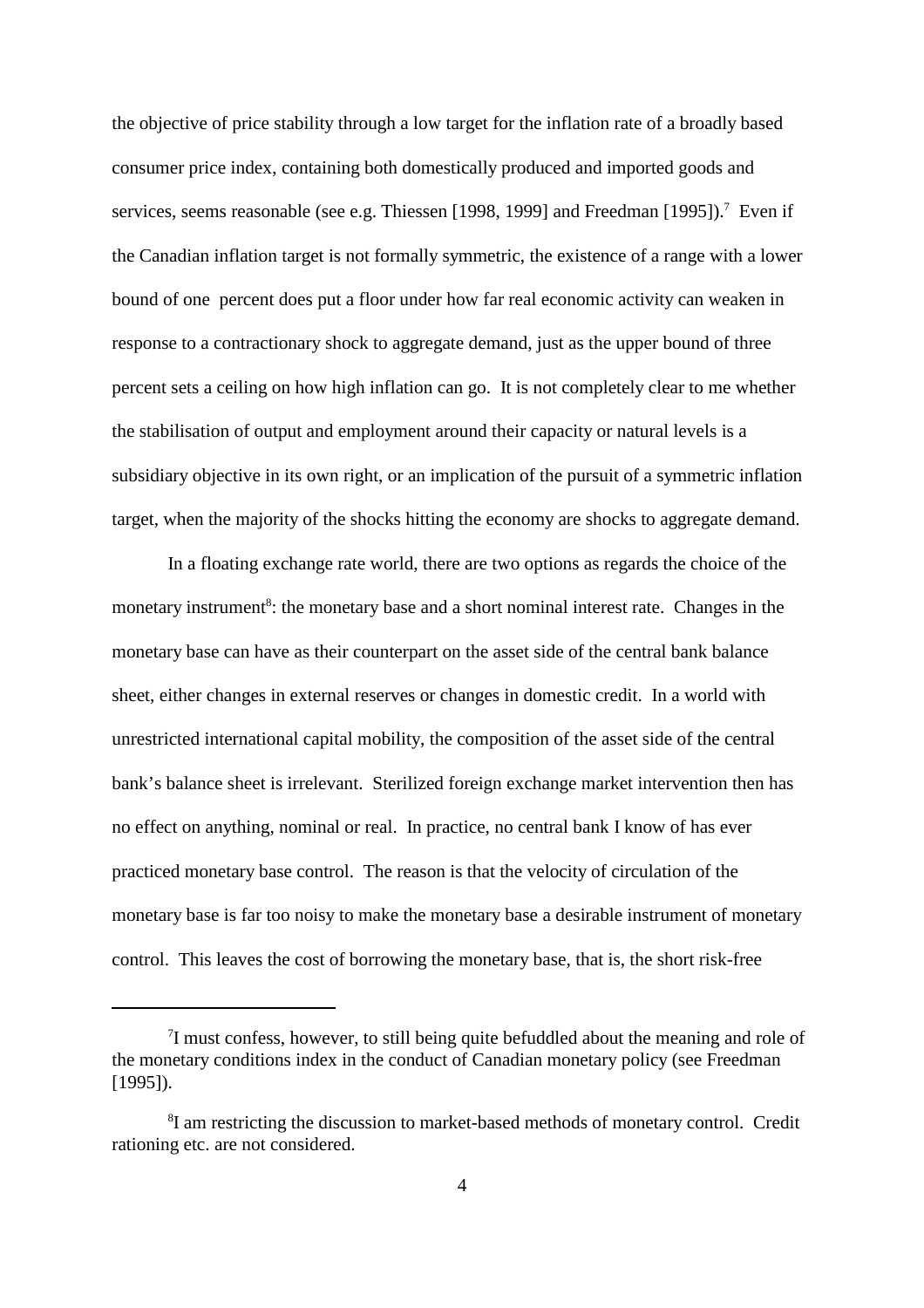the objective of price stability through a low target for the inflation rate of a broadly based consumer price index, containing both domestically produced and imported goods and services, seems reasonable (see e.g. Thiessen [1998, 1999] and Freedman [1995]).[7] Even if the Canadian inflation target is not formally symmetric, the existence of a range with a lower bound of one percent does put a floor under how far real economic activity can weaken in response to a contractionary shock to aggregate demand, just as the upper bound of three percent sets a ceiling on how high inflation can go. It is not completely clear to me whether the stabilisation of output and employment around their capacity or natural levels is a subsidiary objective in its own right, or an implication of the pursuit of a symmetric inflation target, when the majority of the shocks hitting the economy are shocks to aggregate demand.

In a floating exchange rate world, there are two options as regards the choice of the monetary instrument[8]: the monetary base and a short nominal interest rate. Changes in the monetary base can have as their counterpart on the asset side of the central bank balance sheet, either changes in external reserves or changes in domestic credit. In a world with unrestricted international capital mobility, the composition of the asset side of the central bank's balance sheet is irrelevant. Sterilized foreign exchange market intervention then has no effect on anything, nominal or real. In practice, no central bank I know of has ever practiced monetary base control. The reason is that the velocity of circulation of the monetary base is far too noisy to make the monetary base a desirable instrument of monetary control. This leaves the cost of borrowing the monetary base, that is, the short risk-free

---

[7] I must confess, however, to still being quite befuddled about the meaning and role of the monetary conditions index in the conduct of Canadian monetary policy (see Freedman [1995]).

[8] I am restricting the discussion to market-based methods of monetary control. Credit rationing etc. are not considered.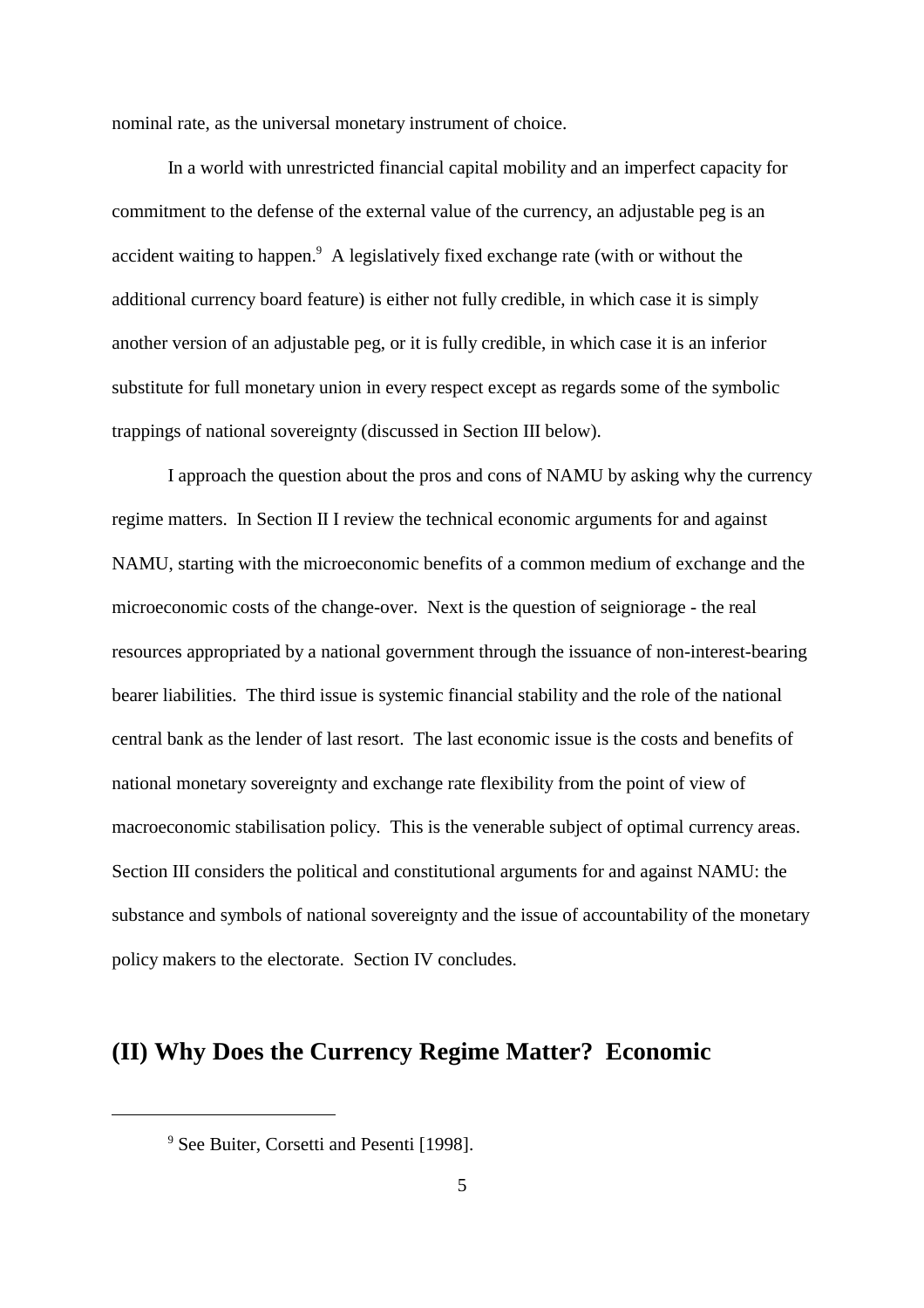nominal rate, as the universal monetary instrument of choice.

In a world with unrestricted financial capital mobility and an imperfect capacity for commitment to the defense of the external value of the currency, an adjustable peg is an accident waiting to happen.[9] A legislatively fixed exchange rate (with or without the additional currency board feature) is either not fully credible, in which case it is simply another version of an adjustable peg, or it is fully credible, in which case it is an inferior substitute for full monetary union in every respect except as regards some of the symbolic trappings of national sovereignty (discussed in Section III below).

I approach the question about the pros and cons of NAMU by asking why the currency regime matters. In Section II I review the technical economic arguments for and against NAMU, starting with the microeconomic benefits of a common medium of exchange and the microeconomic costs of the change-over. Next is the question of seigniorage - the real resources appropriated by a national government through the issuance of non-interest-bearing bearer liabilities. The third issue is systemic financial stability and the role of the national central bank as the lender of last resort. The last economic issue is the costs and benefits of national monetary sovereignty and exchange rate flexibility from the point of view of macroeconomic stabilisation policy. This is the venerable subject of optimal currency areas. Section III considers the political and constitutional arguments for and against NAMU: the substance and symbols of national sovereignty and the issue of accountability of the monetary policy makers to the electorate. Section IV concludes.

## (II) Why Does the Currency Regime Matter? Economic

[9] See Buiter, Corsetti and Pesenti [1998].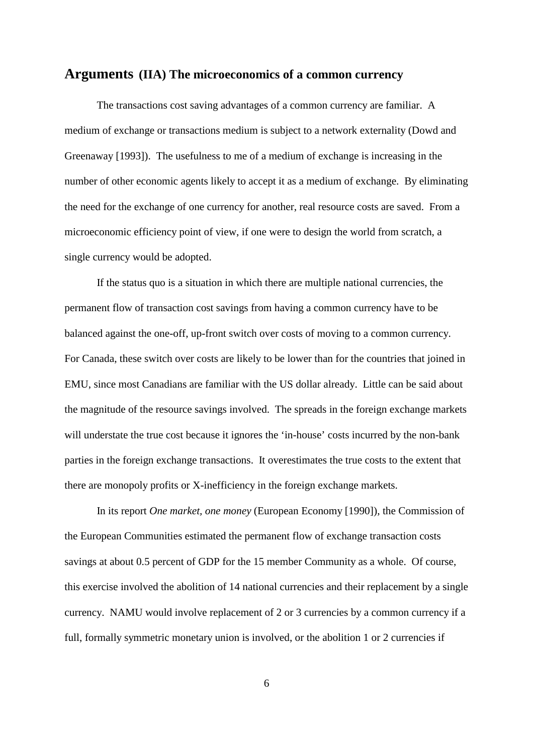## Arguments (IIA) The microeconomics of a common currency

The transactions cost saving advantages of a common currency are familiar. A medium of exchange or transactions medium is subject to a network externality (Dowd and Greenaway [1993]). The usefulness to me of a medium of exchange is increasing in the number of other economic agents likely to accept it as a medium of exchange. By eliminating the need for the exchange of one currency for another, real resource costs are saved. From a microeconomic efficiency point of view, if one were to design the world from scratch, a single currency would be adopted.

If the status quo is a situation in which there are multiple national currencies, the permanent flow of transaction cost savings from having a common currency have to be balanced against the one-off, up-front switch over costs of moving to a common currency. For Canada, these switch over costs are likely to be lower than for the countries that joined in EMU, since most Canadians are familiar with the US dollar already. Little can be said about the magnitude of the resource savings involved. The spreads in the foreign exchange markets will understate the true cost because it ignores the 'in-house' costs incurred by the non-bank parties in the foreign exchange transactions. It overestimates the true costs to the extent that there are monopoly profits or X-inefficiency in the foreign exchange markets.

In its report *One market, one money* (European Economy [1990]), the Commission of the European Communities estimated the permanent flow of exchange transaction costs savings at about 0.5 percent of GDP for the 15 member Community as a whole. Of course, this exercise involved the abolition of 14 national currencies and their replacement by a single currency. NAMU would involve replacement of 2 or 3 currencies by a common currency if a full, formally symmetric monetary union is involved, or the abolition 1 or 2 currencies if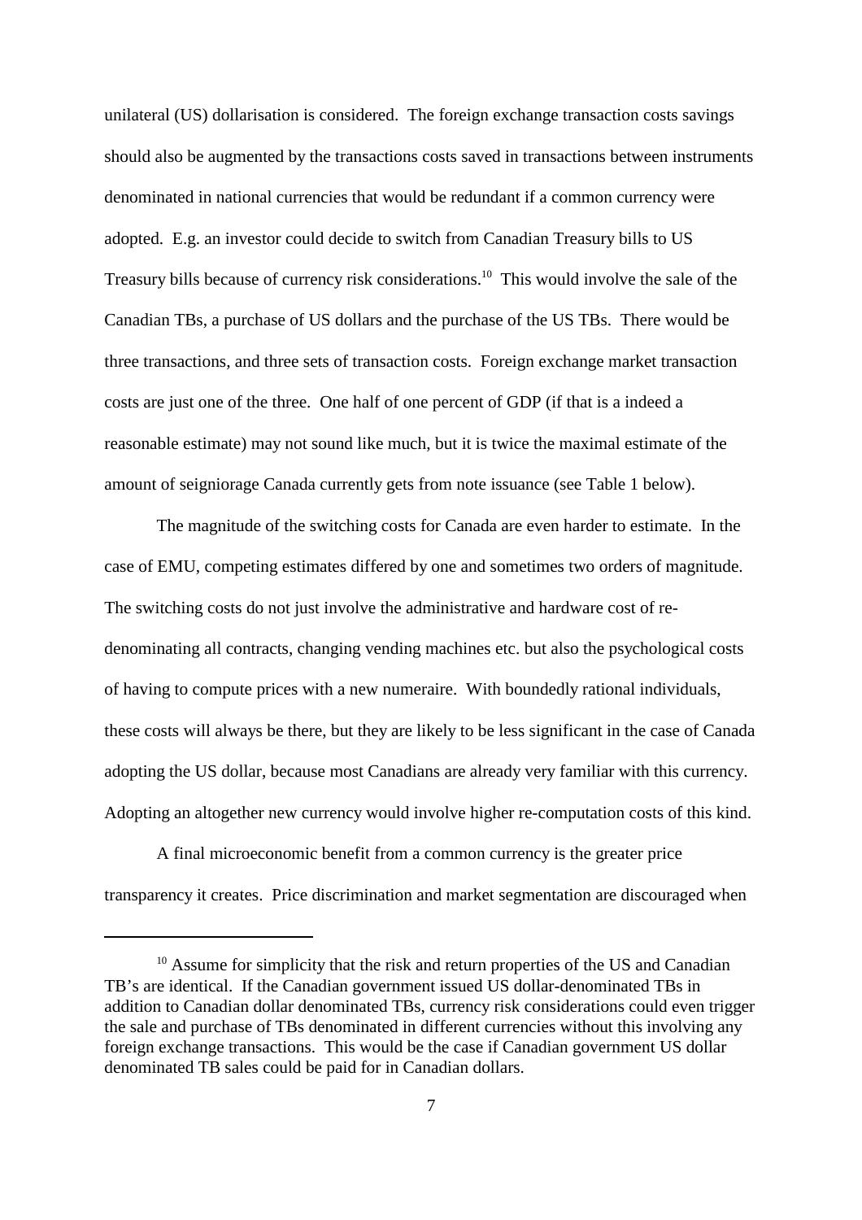unilateral (US) dollarisation is considered. The foreign exchange transaction costs savings should also be augmented by the transactions costs saved in transactions between instruments denominated in national currencies that would be redundant if a common currency were adopted. E.g. an investor could decide to switch from Canadian Treasury bills to US Treasury bills because of currency risk considerations.[10] This would involve the sale of the Canadian TBs, a purchase of US dollars and the purchase of the US TBs. There would be three transactions, and three sets of transaction costs. Foreign exchange market transaction costs are just one of the three. One half of one percent of GDP (if that is a indeed a reasonable estimate) may not sound like much, but it is twice the maximal estimate of the amount of seigniorage Canada currently gets from note issuance (see Table 1 below).

The magnitude of the switching costs for Canada are even harder to estimate. In the case of EMU, competing estimates differed by one and sometimes two orders of magnitude. The switching costs do not just involve the administrative and hardware cost of re-denominating all contracts, changing vending machines etc. but also the psychological costs of having to compute prices with a new numeraire. With boundedly rational individuals, these costs will always be there, but they are likely to be less significant in the case of Canada adopting the US dollar, because most Canadians are already very familiar with this currency. Adopting an altogether new currency would involve higher re-computation costs of this kind.

A final microeconomic benefit from a common currency is the greater price transparency it creates. Price discrimination and market segmentation are discouraged when

[10] Assume for simplicity that the risk and return properties of the US and Canadian TB's are identical. If the Canadian government issued US dollar-denominated TBs in addition to Canadian dollar denominated TBs, currency risk considerations could even trigger the sale and purchase of TBs denominated in different currencies without this involving any foreign exchange transactions. This would be the case if Canadian government US dollar denominated TB sales could be paid for in Canadian dollars.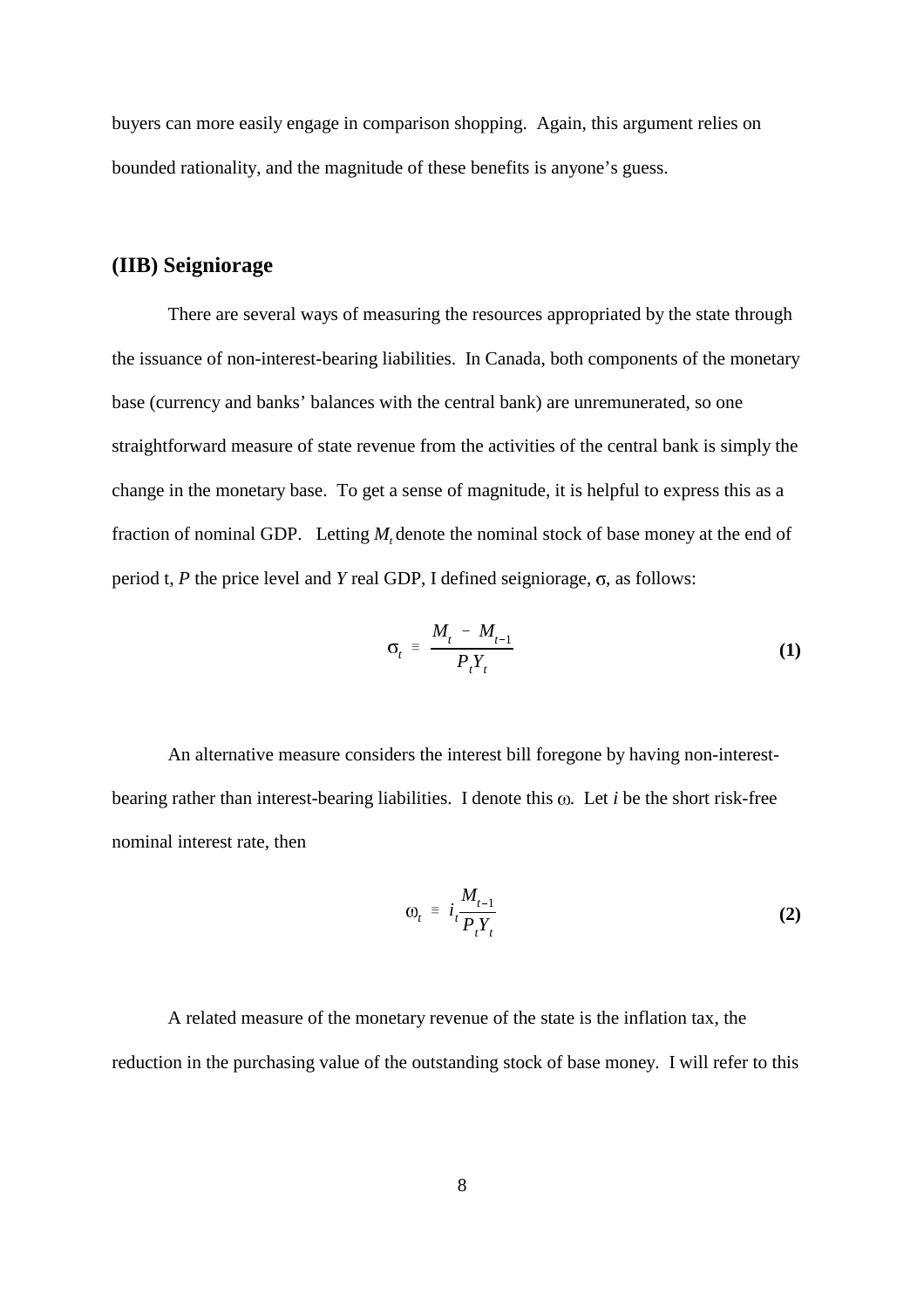buyers can more easily engage in comparison shopping. Again, this argument relies on bounded rationality, and the magnitude of these benefits is anyone's guess.

## (IIB) Seigniorage

There are several ways of measuring the resources appropriated by the state through the issuance of non-interest-bearing liabilities. In Canada, both components of the monetary base (currency and banks' balances with the central bank) are unremunerated, so one straightforward measure of state revenue from the activities of the central bank is simply the change in the monetary base. To get a sense of magnitude, it is helpful to express this as a fraction of nominal GDP. Letting $M_t$ denote the nominal stock of base money at the end of period t, $P$ the price level and $Y$ real GDP, I defined seigniorage, $\sigma$, as follows:

$$\sigma_t \equiv \frac{M_t - M_{t-1}}{P_t Y_t} \qquad \textbf{(1)}$$

An alternative measure considers the interest bill foregone by having non-interest-bearing rather than interest-bearing liabilities. I denote this $\omega$. Let $i$ be the short risk-free nominal interest rate, then

$$\omega_t \equiv i_t \frac{M_{t-1}}{P_t Y_t} \qquad \textbf{(2)}$$

A related measure of the monetary revenue of the state is the inflation tax, the reduction in the purchasing value of the outstanding stock of base money. I will refer to this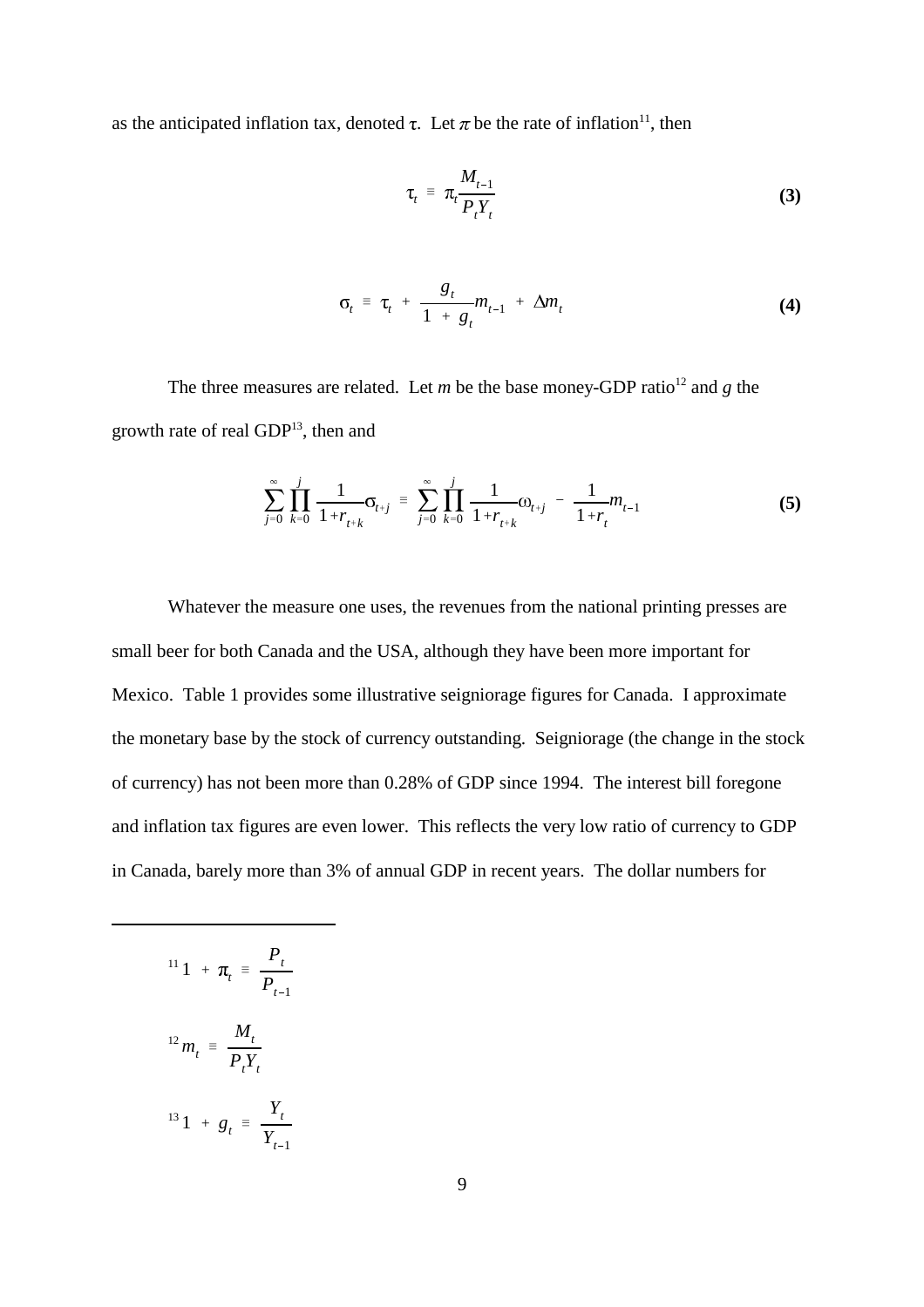as the anticipated inflation tax, denoted $\tau$. Let $\pi$ be the rate of inflation[11], then

$$\tau_t \equiv \pi_t \frac{M_{t-1}}{P_t Y_t} \tag{3}$$

$$\sigma_t \equiv \tau_t + \frac{g_t}{1 + g_t} m_{t-1} + \Delta m_t \tag{4}$$

The three measures are related. Let $m$ be the base money-GDP ratio[12] and $g$ the growth rate of real GDP[13], then and

$$\sum_{j=0}^{\infty} \prod_{k=0}^{j} \frac{1}{1+r_{t+k}} \sigma_{t+j} \equiv \sum_{j=0}^{\infty} \prod_{k=0}^{j} \frac{1}{1+r_{t+k}} \omega_{t+j} - \frac{1}{1+r_t} m_{t-1} \tag{5}$$

Whatever the measure one uses, the revenues from the national printing presses are small beer for both Canada and the USA, although they have been more important for Mexico. Table 1 provides some illustrative seigniorage figures for Canada. I approximate the monetary base by the stock of currency outstanding. Seigniorage (the change in the stock of currency) has not been more than 0.28% of GDP since 1994. The interest bill foregone and inflation tax figures are even lower. This reflects the very low ratio of currency to GDP in Canada, barely more than 3% of annual GDP in recent years. The dollar numbers for

---

[11] $1 + \pi_t \equiv \frac{P_t}{P_{t-1}}$

[12] $m_t \equiv \frac{M_t}{P_t Y_t}$

[13] $1 + g_t \equiv \frac{Y_t}{Y_{t-1}}$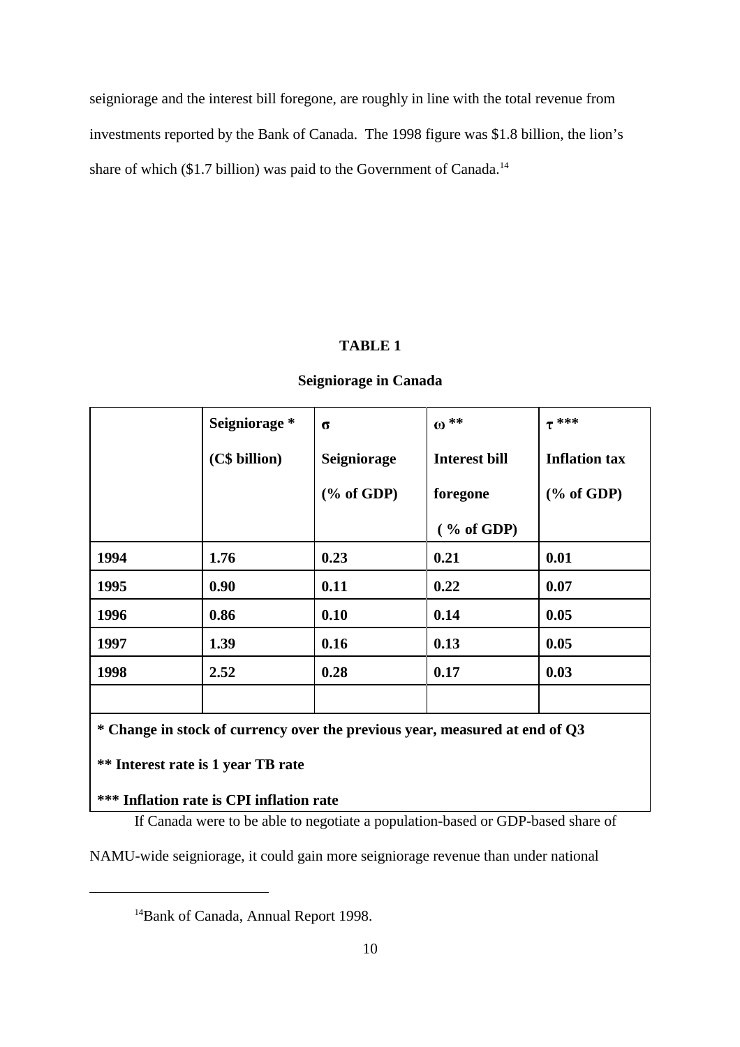seigniorage and the interest bill foregone, are roughly in line with the total revenue from investments reported by the Bank of Canada. The 1998 figure was $1.8 billion, the lion's share of which ($1.7 billion) was paid to the Government of Canada.[14]

**TABLE 1**

**Seigniorage in Canada**

| | **Seigniorage \*** (C$ billion) | **$\sigma$** Seigniorage (% of GDP) | **$\omega$ \*\*** Interest bill foregone (% of GDP) | **$\tau$ \*\*\*** Inflation tax (% of GDP) |
|---|---|---|---|---|
| **1994** | **1.76** | **0.23** | **0.21** | **0.01** |
| **1995** | **0.90** | **0.11** | **0.22** | **0.07** |
| **1996** | **0.86** | **0.10** | **0.14** | **0.05** |
| **1997** | **1.39** | **0.16** | **0.13** | **0.05** |
| **1998** | **2.52** | **0.28** | **0.17** | **0.03** |
| | | | | |

**\* Change in stock of currency over the previous year, measured at end of Q3**

**\*\* Interest rate is 1 year TB rate**

**\*\*\* Inflation rate is CPI inflation rate**

If Canada were to be able to negotiate a population-based or GDP-based share of NAMU-wide seigniorage, it could gain more seigniorage revenue than under national

[14] Bank of Canada, Annual Report 1998.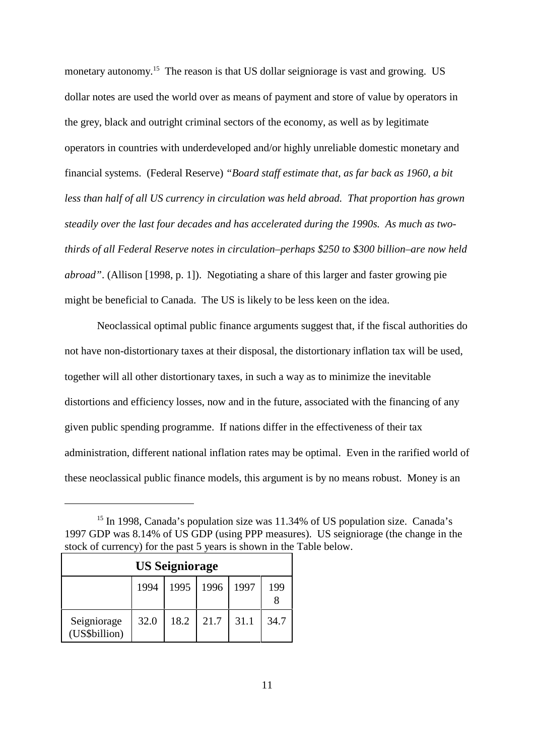monetary autonomy.[15] The reason is that US dollar seigniorage is vast and growing. US dollar notes are used the world over as means of payment and store of value by operators in the grey, black and outright criminal sectors of the economy, as well as by legitimate operators in countries with underdeveloped and/or highly unreliable domestic monetary and financial systems. (Federal Reserve) *"Board staff estimate that, as far back as 1960, a bit less than half of all US currency in circulation was held abroad. That proportion has grown steadily over the last four decades and has accelerated during the 1990s. As much as two-thirds of all Federal Reserve notes in circulation–perhaps $250 to $300 billion–are now held abroad"*. (Allison [1998, p. 1]). Negotiating a share of this larger and faster growing pie might be beneficial to Canada. The US is likely to be less keen on the idea.

Neoclassical optimal public finance arguments suggest that, if the fiscal authorities do not have non-distortionary taxes at their disposal, the distortionary inflation tax will be used, together will all other distortionary taxes, in such a way as to minimize the inevitable distortions and efficiency losses, now and in the future, associated with the financing of any given public spending programme. If nations differ in the effectiveness of their tax administration, different national inflation rates may be optimal. Even in the rarified world of these neoclassical public finance models, this argument is by no means robust. Money is an

---

[15] In 1998, Canada's population size was 11.34% of US population size. Canada's 1997 GDP was 8.14% of US GDP (using PPP measures). US seigniorage (the change in the stock of currency) for the past 5 years is shown in the Table below.

**US Seigniorage**

| | 1994 | 1995 | 1996 | 1997 | 1998 |
|---|---|---|---|---|---|
| Seigniorage (US$billion) | 32.0 | 18.2 | 21.7 | 31.1 | 34.7 |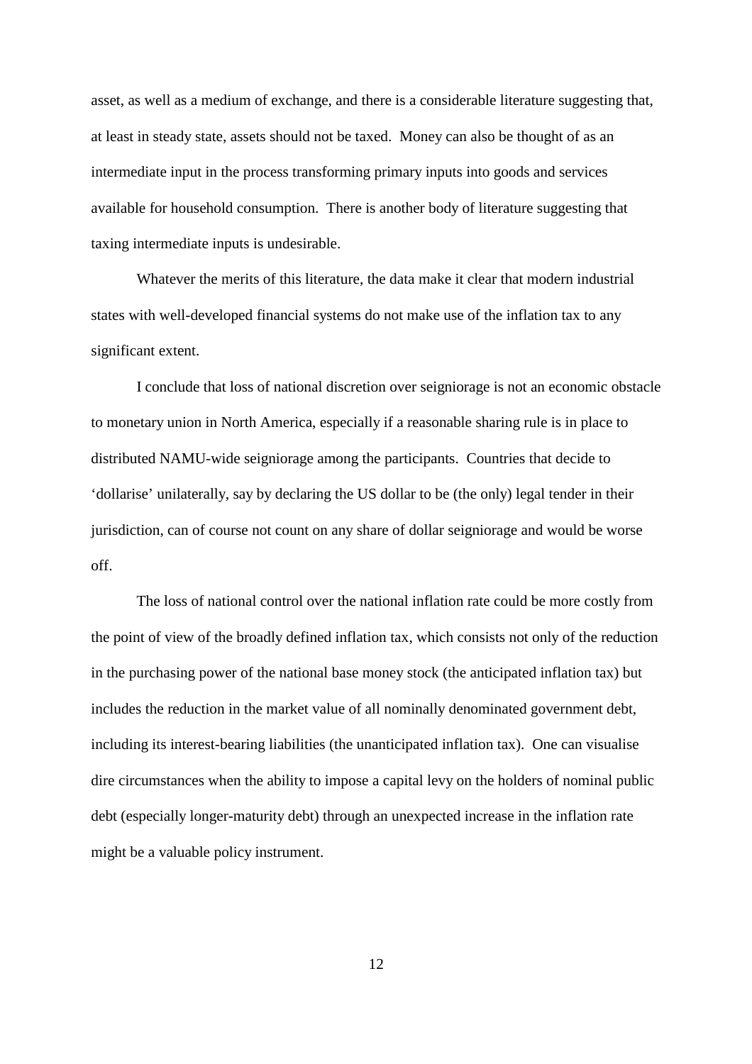asset, as well as a medium of exchange, and there is a considerable literature suggesting that, at least in steady state, assets should not be taxed. Money can also be thought of as an intermediate input in the process transforming primary inputs into goods and services available for household consumption. There is another body of literature suggesting that taxing intermediate inputs is undesirable.

Whatever the merits of this literature, the data make it clear that modern industrial states with well-developed financial systems do not make use of the inflation tax to any significant extent.

I conclude that loss of national discretion over seigniorage is not an economic obstacle to monetary union in North America, especially if a reasonable sharing rule is in place to distributed NAMU-wide seigniorage among the participants. Countries that decide to 'dollarise' unilaterally, say by declaring the US dollar to be (the only) legal tender in their jurisdiction, can of course not count on any share of dollar seigniorage and would be worse off.

The loss of national control over the national inflation rate could be more costly from the point of view of the broadly defined inflation tax, which consists not only of the reduction in the purchasing power of the national base money stock (the anticipated inflation tax) but includes the reduction in the market value of all nominally denominated government debt, including its interest-bearing liabilities (the unanticipated inflation tax). One can visualise dire circumstances when the ability to impose a capital levy on the holders of nominal public debt (especially longer-maturity debt) through an unexpected increase in the inflation rate might be a valuable policy instrument.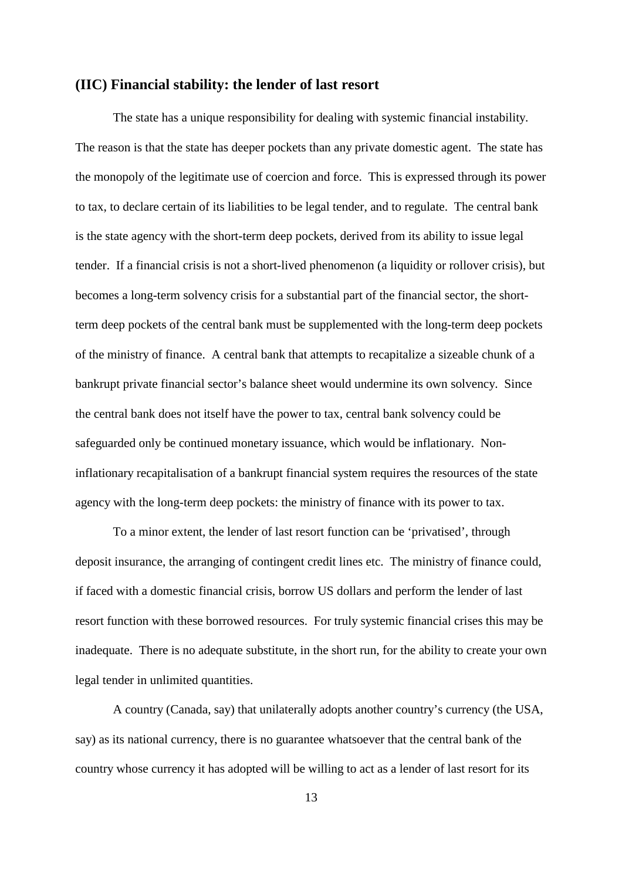### (IIC) Financial stability: the lender of last resort

The state has a unique responsibility for dealing with systemic financial instability. The reason is that the state has deeper pockets than any private domestic agent. The state has the monopoly of the legitimate use of coercion and force. This is expressed through its power to tax, to declare certain of its liabilities to be legal tender, and to regulate. The central bank is the state agency with the short-term deep pockets, derived from its ability to issue legal tender. If a financial crisis is not a short-lived phenomenon (a liquidity or rollover crisis), but becomes a long-term solvency crisis for a substantial part of the financial sector, the short-term deep pockets of the central bank must be supplemented with the long-term deep pockets of the ministry of finance. A central bank that attempts to recapitalize a sizeable chunk of a bankrupt private financial sector's balance sheet would undermine its own solvency. Since the central bank does not itself have the power to tax, central bank solvency could be safeguarded only be continued monetary issuance, which would be inflationary. Non-inflationary recapitalisation of a bankrupt financial system requires the resources of the state agency with the long-term deep pockets: the ministry of finance with its power to tax.

To a minor extent, the lender of last resort function can be 'privatised', through deposit insurance, the arranging of contingent credit lines etc. The ministry of finance could, if faced with a domestic financial crisis, borrow US dollars and perform the lender of last resort function with these borrowed resources. For truly systemic financial crises this may be inadequate. There is no adequate substitute, in the short run, for the ability to create your own legal tender in unlimited quantities.

A country (Canada, say) that unilaterally adopts another country's currency (the USA, say) as its national currency, there is no guarantee whatsoever that the central bank of the country whose currency it has adopted will be willing to act as a lender of last resort for its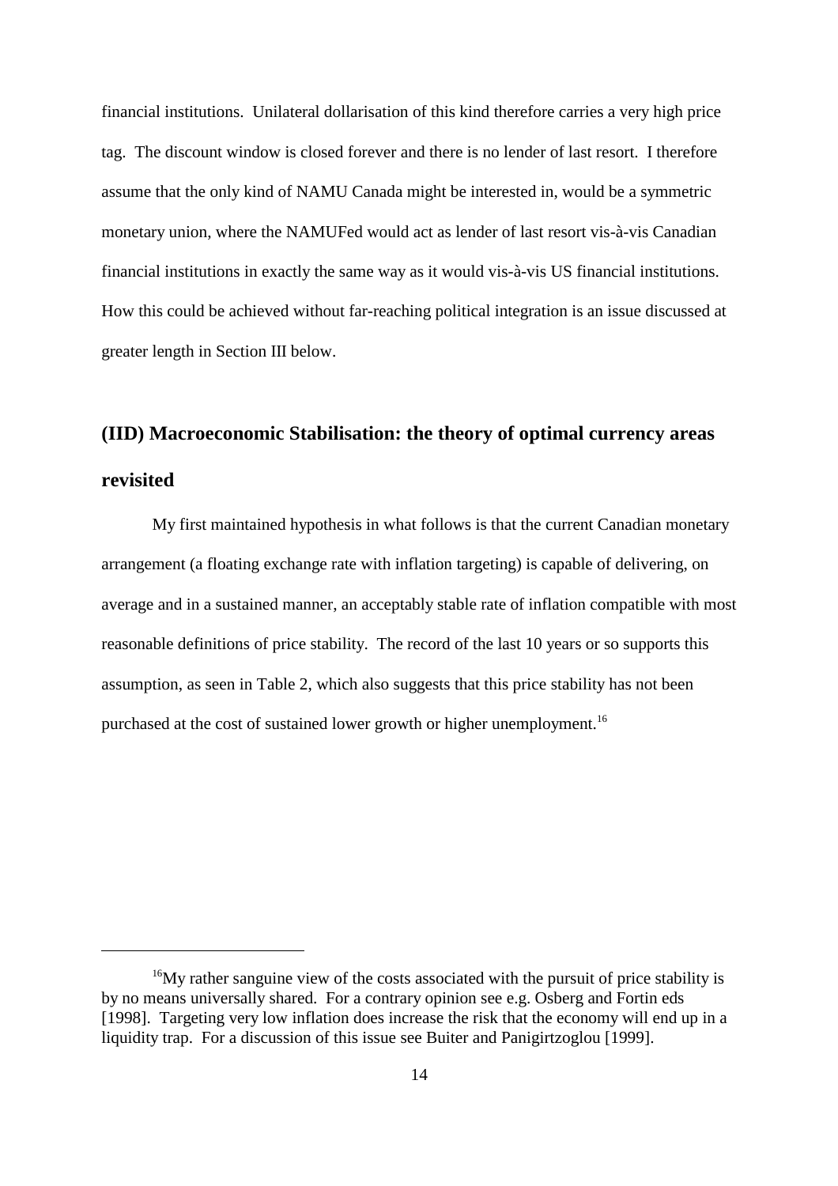financial institutions. Unilateral dollarisation of this kind therefore carries a very high price tag. The discount window is closed forever and there is no lender of last resort. I therefore assume that the only kind of NAMU Canada might be interested in, would be a symmetric monetary union, where the NAMUFed would act as lender of last resort vis-à-vis Canadian financial institutions in exactly the same way as it would vis-à-vis US financial institutions. How this could be achieved without far-reaching political integration is an issue discussed at greater length in Section III below.

## (IID) Macroeconomic Stabilisation: the theory of optimal currency areas revisited

My first maintained hypothesis in what follows is that the current Canadian monetary arrangement (a floating exchange rate with inflation targeting) is capable of delivering, on average and in a sustained manner, an acceptably stable rate of inflation compatible with most reasonable definitions of price stability. The record of the last 10 years or so supports this assumption, as seen in Table 2, which also suggests that this price stability has not been purchased at the cost of sustained lower growth or higher unemployment.[16]

---

[16] My rather sanguine view of the costs associated with the pursuit of price stability is by no means universally shared. For a contrary opinion see e.g. Osberg and Fortin eds [1998]. Targeting very low inflation does increase the risk that the economy will end up in a liquidity trap. For a discussion of this issue see Buiter and Panigirtzoglou [1999].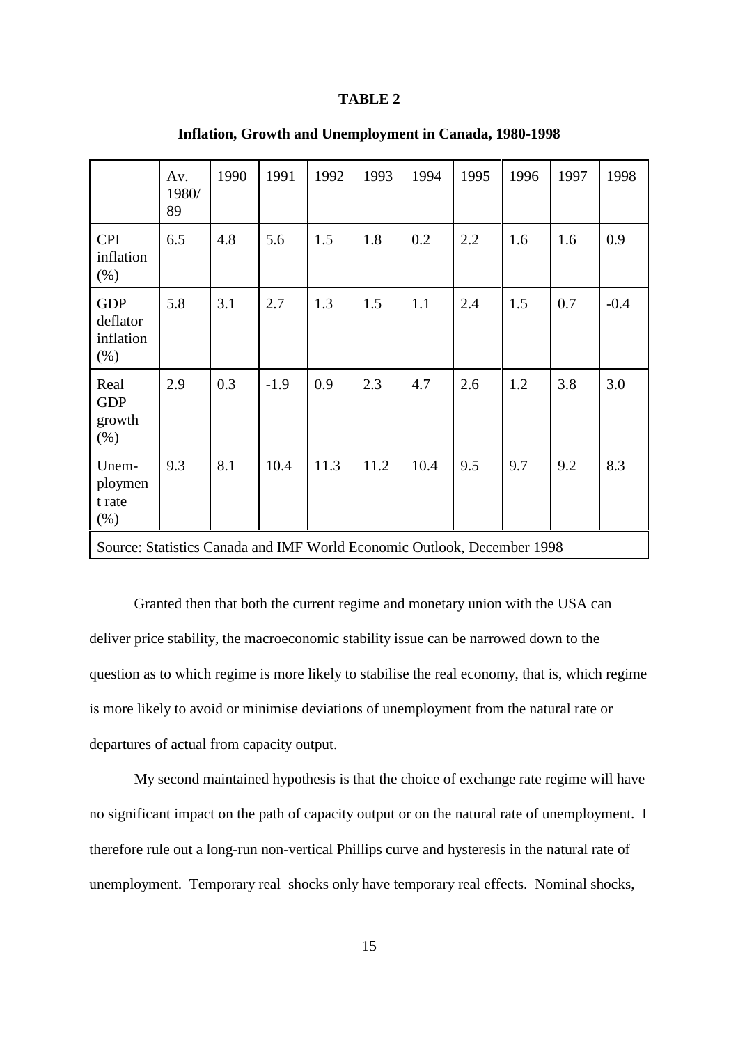**TABLE 2**

**Inflation, Growth and Unemployment in Canada, 1980-1998**

| | Av. 1980/89 | 1990 | 1991 | 1992 | 1993 | 1994 | 1995 | 1996 | 1997 | 1998 |
|---|---|---|---|---|---|---|---|---|---|---|
| CPI inflation (%) | 6.5 | 4.8 | 5.6 | 1.5 | 1.8 | 0.2 | 2.2 | 1.6 | 1.6 | 0.9 |
| GDP deflator inflation (%) | 5.8 | 3.1 | 2.7 | 1.3 | 1.5 | 1.1 | 2.4 | 1.5 | 0.7 | -0.4 |
| Real GDP growth (%) | 2.9 | 0.3 | -1.9 | 0.9 | 2.3 | 4.7 | 2.6 | 1.2 | 3.8 | 3.0 |
| Unem-ploymen t rate (%) | 9.3 | 8.1 | 10.4 | 11.3 | 11.2 | 10.4 | 9.5 | 9.7 | 9.2 | 8.3 |

Source: Statistics Canada and IMF World Economic Outlook, December 1998

Granted then that both the current regime and monetary union with the USA can deliver price stability, the macroeconomic stability issue can be narrowed down to the question as to which regime is more likely to stabilise the real economy, that is, which regime is more likely to avoid or minimise deviations of unemployment from the natural rate or departures of actual from capacity output.

My second maintained hypothesis is that the choice of exchange rate regime will have no significant impact on the path of capacity output or on the natural rate of unemployment. I therefore rule out a long-run non-vertical Phillips curve and hysteresis in the natural rate of unemployment. Temporary real shocks only have temporary real effects. Nominal shocks,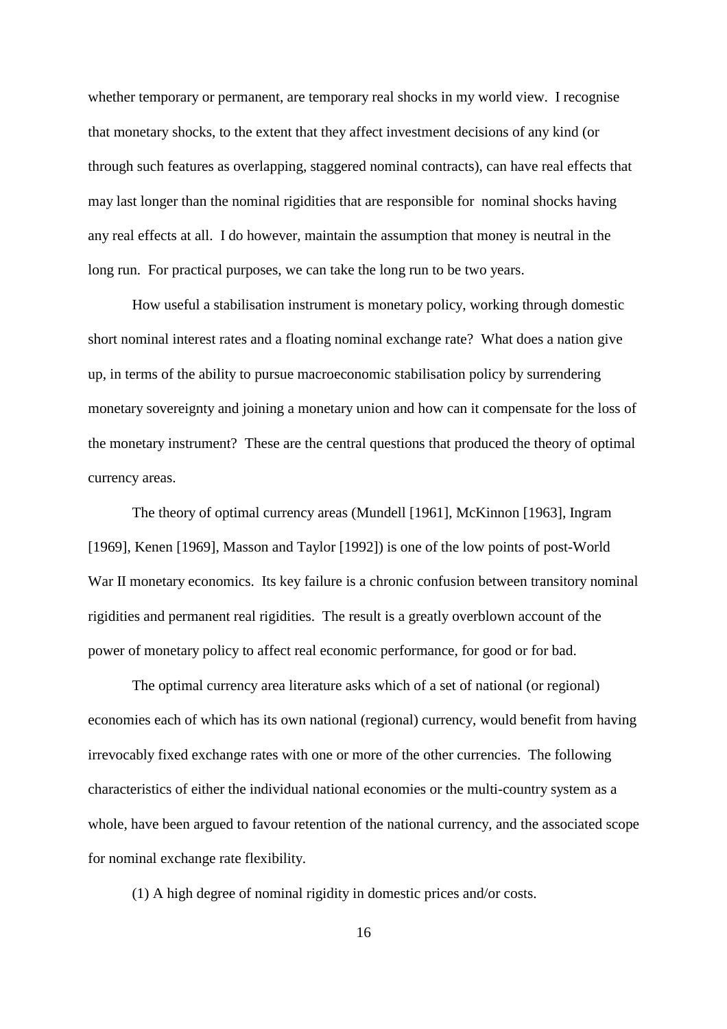whether temporary or permanent, are temporary real shocks in my world view. I recognise that monetary shocks, to the extent that they affect investment decisions of any kind (or through such features as overlapping, staggered nominal contracts), can have real effects that may last longer than the nominal rigidities that are responsible for nominal shocks having any real effects at all. I do however, maintain the assumption that money is neutral in the long run. For practical purposes, we can take the long run to be two years.

How useful a stabilisation instrument is monetary policy, working through domestic short nominal interest rates and a floating nominal exchange rate? What does a nation give up, in terms of the ability to pursue macroeconomic stabilisation policy by surrendering monetary sovereignty and joining a monetary union and how can it compensate for the loss of the monetary instrument? These are the central questions that produced the theory of optimal currency areas.

The theory of optimal currency areas (Mundell [1961], McKinnon [1963], Ingram [1969], Kenen [1969], Masson and Taylor [1992]) is one of the low points of post-World War II monetary economics. Its key failure is a chronic confusion between transitory nominal rigidities and permanent real rigidities. The result is a greatly overblown account of the power of monetary policy to affect real economic performance, for good or for bad.

The optimal currency area literature asks which of a set of national (or regional) economies each of which has its own national (regional) currency, would benefit from having irrevocably fixed exchange rates with one or more of the other currencies. The following characteristics of either the individual national economies or the multi-country system as a whole, have been argued to favour retention of the national currency, and the associated scope for nominal exchange rate flexibility.

(1) A high degree of nominal rigidity in domestic prices and/or costs.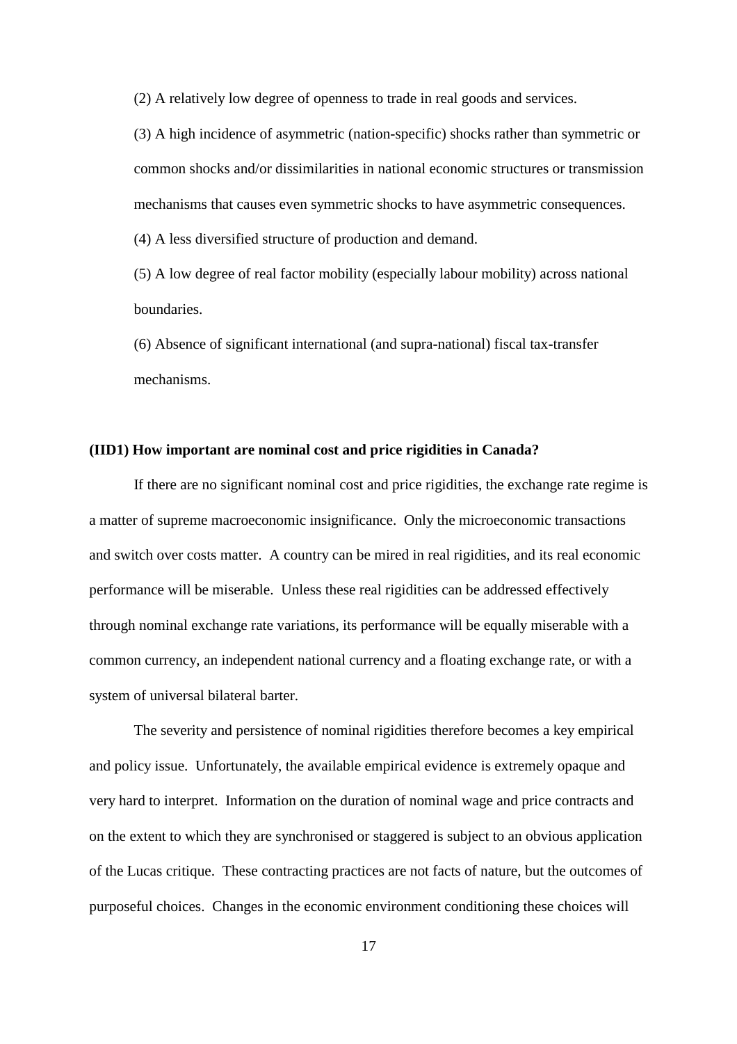(2) A relatively low degree of openness to trade in real goods and services.

(3) A high incidence of asymmetric (nation-specific) shocks rather than symmetric or common shocks and/or dissimilarities in national economic structures or transmission mechanisms that causes even symmetric shocks to have asymmetric consequences.

(4) A less diversified structure of production and demand.

(5) A low degree of real factor mobility (especially labour mobility) across national boundaries.

(6) Absence of significant international (and supra-national) fiscal tax-transfer mechanisms.

**(IID1) How important are nominal cost and price rigidities in Canada?**

If there are no significant nominal cost and price rigidities, the exchange rate regime is a matter of supreme macroeconomic insignificance. Only the microeconomic transactions and switch over costs matter. A country can be mired in real rigidities, and its real economic performance will be miserable. Unless these real rigidities can be addressed effectively through nominal exchange rate variations, its performance will be equally miserable with a common currency, an independent national currency and a floating exchange rate, or with a system of universal bilateral barter.

The severity and persistence of nominal rigidities therefore becomes a key empirical and policy issue. Unfortunately, the available empirical evidence is extremely opaque and very hard to interpret. Information on the duration of nominal wage and price contracts and on the extent to which they are synchronised or staggered is subject to an obvious application of the Lucas critique. These contracting practices are not facts of nature, but the outcomes of purposeful choices. Changes in the economic environment conditioning these choices will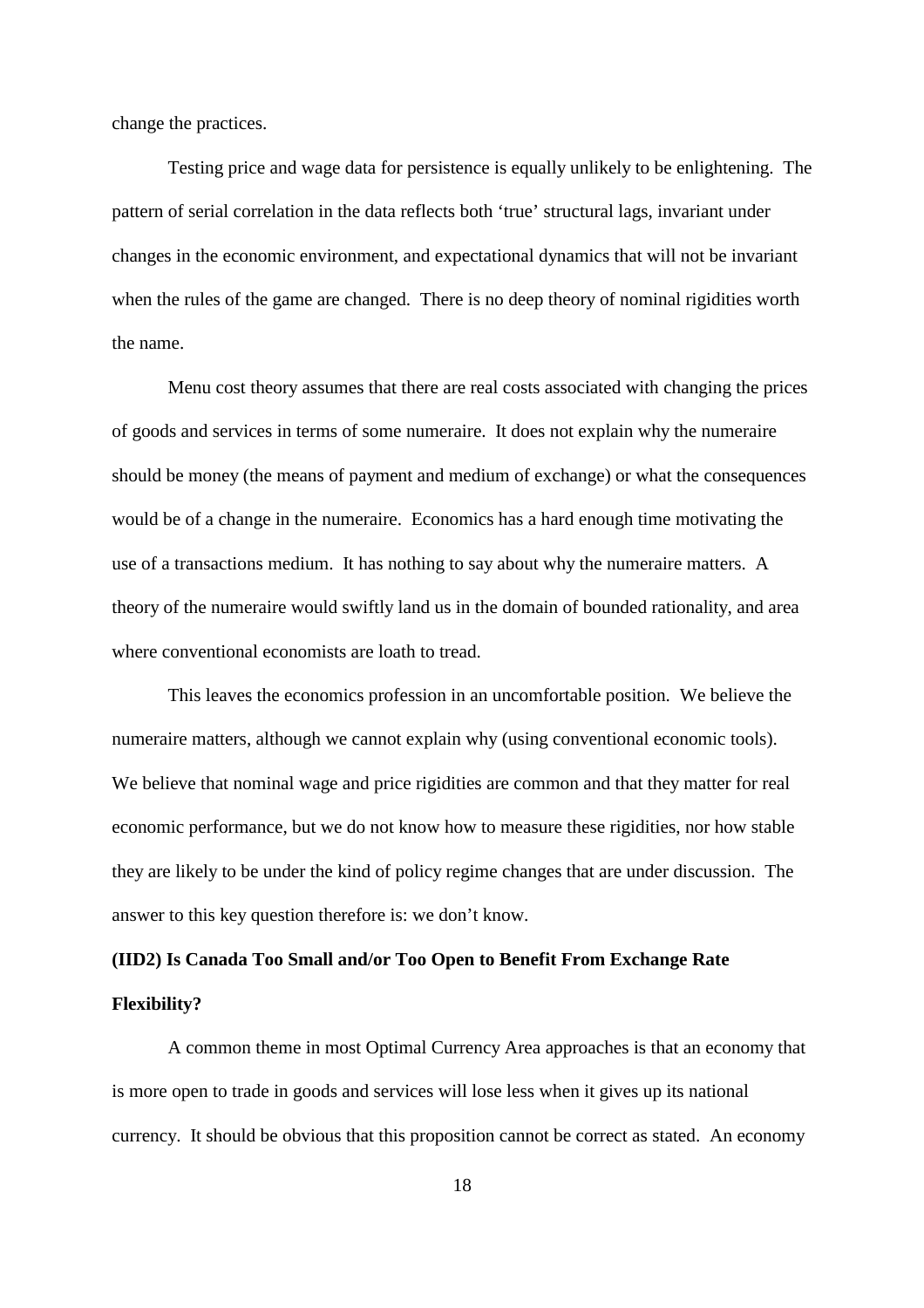change the practices.

Testing price and wage data for persistence is equally unlikely to be enlightening. The pattern of serial correlation in the data reflects both 'true' structural lags, invariant under changes in the economic environment, and expectational dynamics that will not be invariant when the rules of the game are changed. There is no deep theory of nominal rigidities worth the name.

Menu cost theory assumes that there are real costs associated with changing the prices of goods and services in terms of some numeraire. It does not explain why the numeraire should be money (the means of payment and medium of exchange) or what the consequences would be of a change in the numeraire. Economics has a hard enough time motivating the use of a transactions medium. It has nothing to say about why the numeraire matters. A theory of the numeraire would swiftly land us in the domain of bounded rationality, and area where conventional economists are loath to tread.

This leaves the economics profession in an uncomfortable position. We believe the numeraire matters, although we cannot explain why (using conventional economic tools). We believe that nominal wage and price rigidities are common and that they matter for real economic performance, but we do not know how to measure these rigidities, nor how stable they are likely to be under the kind of policy regime changes that are under discussion. The answer to this key question therefore is: we don't know.

**(IID2) Is Canada Too Small and/or Too Open to Benefit From Exchange Rate Flexibility?**

A common theme in most Optimal Currency Area approaches is that an economy that is more open to trade in goods and services will lose less when it gives up its national currency. It should be obvious that this proposition cannot be correct as stated. An economy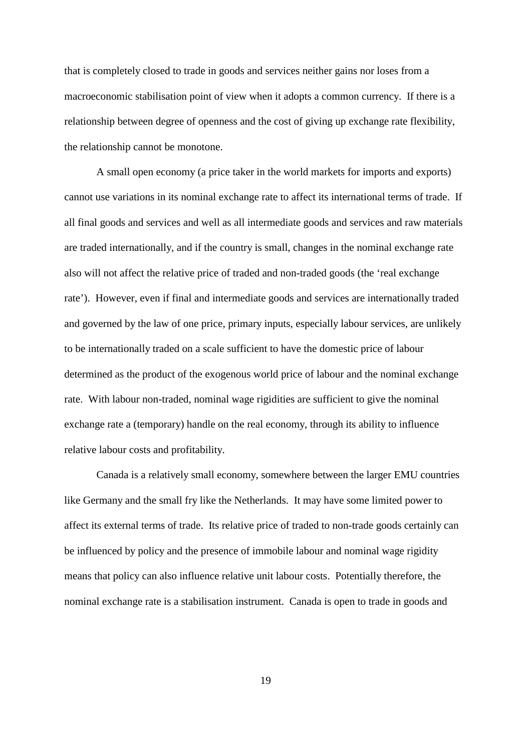that is completely closed to trade in goods and services neither gains nor loses from a macroeconomic stabilisation point of view when it adopts a common currency. If there is a relationship between degree of openness and the cost of giving up exchange rate flexibility, the relationship cannot be monotone.

A small open economy (a price taker in the world markets for imports and exports) cannot use variations in its nominal exchange rate to affect its international terms of trade. If all final goods and services and well as all intermediate goods and services and raw materials are traded internationally, and if the country is small, changes in the nominal exchange rate also will not affect the relative price of traded and non-traded goods (the 'real exchange rate'). However, even if final and intermediate goods and services are internationally traded and governed by the law of one price, primary inputs, especially labour services, are unlikely to be internationally traded on a scale sufficient to have the domestic price of labour determined as the product of the exogenous world price of labour and the nominal exchange rate. With labour non-traded, nominal wage rigidities are sufficient to give the nominal exchange rate a (temporary) handle on the real economy, through its ability to influence relative labour costs and profitability.

Canada is a relatively small economy, somewhere between the larger EMU countries like Germany and the small fry like the Netherlands. It may have some limited power to affect its external terms of trade. Its relative price of traded to non-trade goods certainly can be influenced by policy and the presence of immobile labour and nominal wage rigidity means that policy can also influence relative unit labour costs. Potentially therefore, the nominal exchange rate is a stabilisation instrument. Canada is open to trade in goods and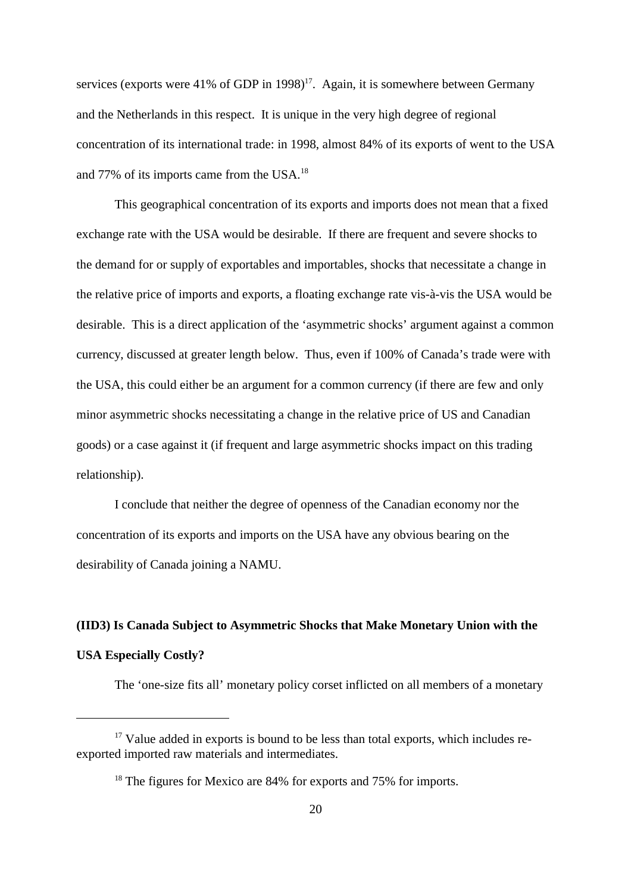services (exports were 41% of GDP in 1998)[17]. Again, it is somewhere between Germany and the Netherlands in this respect. It is unique in the very high degree of regional concentration of its international trade: in 1998, almost 84% of its exports of went to the USA and 77% of its imports came from the USA.[18]

This geographical concentration of its exports and imports does not mean that a fixed exchange rate with the USA would be desirable. If there are frequent and severe shocks to the demand for or supply of exportables and importables, shocks that necessitate a change in the relative price of imports and exports, a floating exchange rate vis-à-vis the USA would be desirable. This is a direct application of the 'asymmetric shocks' argument against a common currency, discussed at greater length below. Thus, even if 100% of Canada's trade were with the USA, this could either be an argument for a common currency (if there are few and only minor asymmetric shocks necessitating a change in the relative price of US and Canadian goods) or a case against it (if frequent and large asymmetric shocks impact on this trading relationship).

I conclude that neither the degree of openness of the Canadian economy nor the concentration of its exports and imports on the USA have any obvious bearing on the desirability of Canada joining a NAMU.

**(IID3) Is Canada Subject to Asymmetric Shocks that Make Monetary Union with the USA Especially Costly?**

The 'one-size fits all' monetary policy corset inflicted on all members of a monetary

---

[17] Value added in exports is bound to be less than total exports, which includes re-exported imported raw materials and intermediates.

[18] The figures for Mexico are 84% for exports and 75% for imports.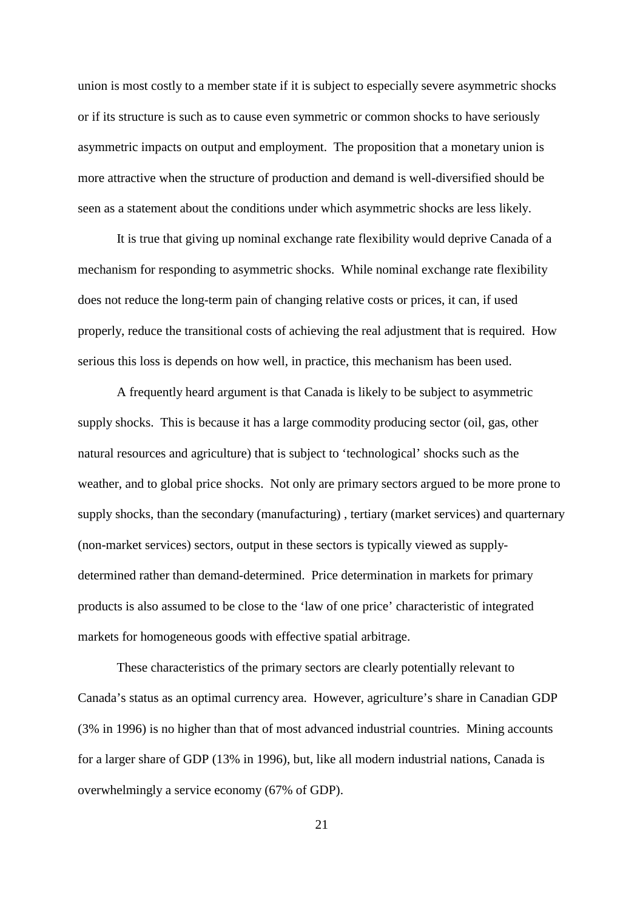union is most costly to a member state if it is subject to especially severe asymmetric shocks or if its structure is such as to cause even symmetric or common shocks to have seriously asymmetric impacts on output and employment. The proposition that a monetary union is more attractive when the structure of production and demand is well-diversified should be seen as a statement about the conditions under which asymmetric shocks are less likely.

It is true that giving up nominal exchange rate flexibility would deprive Canada of a mechanism for responding to asymmetric shocks. While nominal exchange rate flexibility does not reduce the long-term pain of changing relative costs or prices, it can, if used properly, reduce the transitional costs of achieving the real adjustment that is required. How serious this loss is depends on how well, in practice, this mechanism has been used.

A frequently heard argument is that Canada is likely to be subject to asymmetric supply shocks. This is because it has a large commodity producing sector (oil, gas, other natural resources and agriculture) that is subject to 'technological' shocks such as the weather, and to global price shocks. Not only are primary sectors argued to be more prone to supply shocks, than the secondary (manufacturing) , tertiary (market services) and quarternary (non-market services) sectors, output in these sectors is typically viewed as supply-determined rather than demand-determined. Price determination in markets for primary products is also assumed to be close to the 'law of one price' characteristic of integrated markets for homogeneous goods with effective spatial arbitrage.

These characteristics of the primary sectors are clearly potentially relevant to Canada's status as an optimal currency area. However, agriculture's share in Canadian GDP (3% in 1996) is no higher than that of most advanced industrial countries. Mining accounts for a larger share of GDP (13% in 1996), but, like all modern industrial nations, Canada is overwhelmingly a service economy (67% of GDP).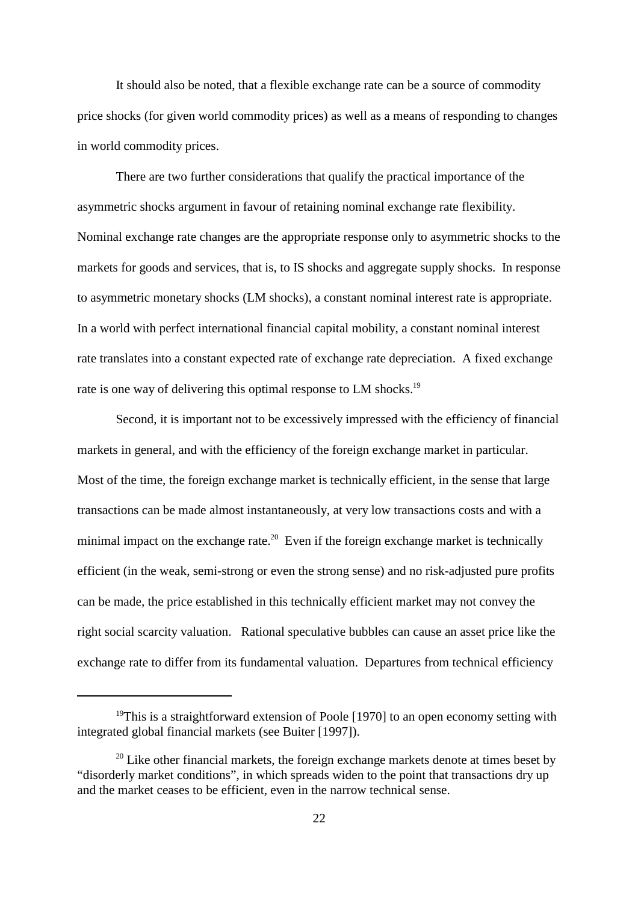It should also be noted, that a flexible exchange rate can be a source of commodity price shocks (for given world commodity prices) as well as a means of responding to changes in world commodity prices.

There are two further considerations that qualify the practical importance of the asymmetric shocks argument in favour of retaining nominal exchange rate flexibility. Nominal exchange rate changes are the appropriate response only to asymmetric shocks to the markets for goods and services, that is, to IS shocks and aggregate supply shocks. In response to asymmetric monetary shocks (LM shocks), a constant nominal interest rate is appropriate. In a world with perfect international financial capital mobility, a constant nominal interest rate translates into a constant expected rate of exchange rate depreciation. A fixed exchange rate is one way of delivering this optimal response to LM shocks.[19]

Second, it is important not to be excessively impressed with the efficiency of financial markets in general, and with the efficiency of the foreign exchange market in particular. Most of the time, the foreign exchange market is technically efficient, in the sense that large transactions can be made almost instantaneously, at very low transactions costs and with a minimal impact on the exchange rate.[20] Even if the foreign exchange market is technically efficient (in the weak, semi-strong or even the strong sense) and no risk-adjusted pure profits can be made, the price established in this technically efficient market may not convey the right social scarcity valuation. Rational speculative bubbles can cause an asset price like the exchange rate to differ from its fundamental valuation. Departures from technical efficiency

---

[19] This is a straightforward extension of Poole [1970] to an open economy setting with integrated global financial markets (see Buiter [1997]).

[20] Like other financial markets, the foreign exchange markets denote at times beset by "disorderly market conditions", in which spreads widen to the point that transactions dry up and the market ceases to be efficient, even in the narrow technical sense.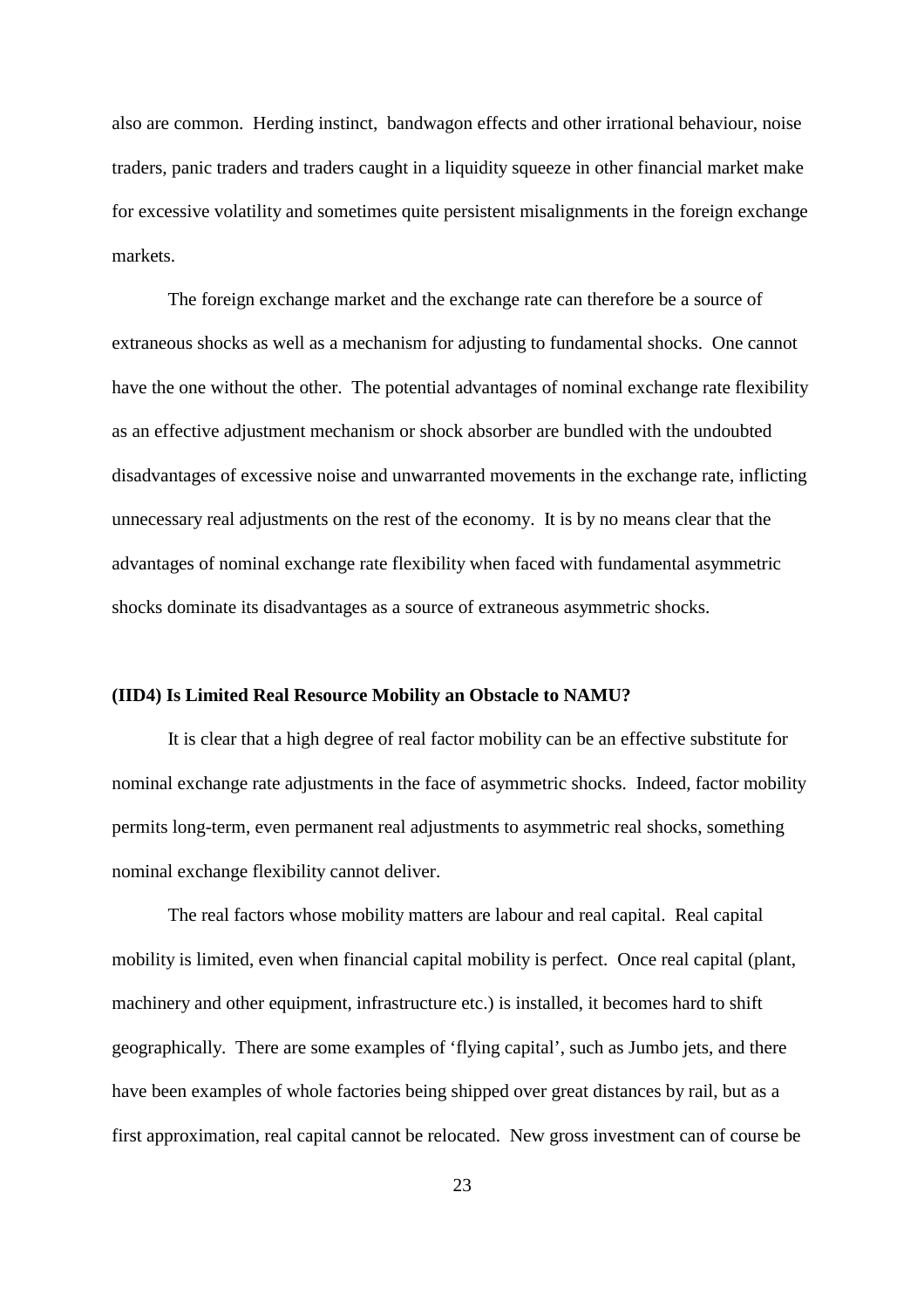also are common. Herding instinct, bandwagon effects and other irrational behaviour, noise traders, panic traders and traders caught in a liquidity squeeze in other financial market make for excessive volatility and sometimes quite persistent misalignments in the foreign exchange markets.

The foreign exchange market and the exchange rate can therefore be a source of extraneous shocks as well as a mechanism for adjusting to fundamental shocks. One cannot have the one without the other. The potential advantages of nominal exchange rate flexibility as an effective adjustment mechanism or shock absorber are bundled with the undoubted disadvantages of excessive noise and unwarranted movements in the exchange rate, inflicting unnecessary real adjustments on the rest of the economy. It is by no means clear that the advantages of nominal exchange rate flexibility when faced with fundamental asymmetric shocks dominate its disadvantages as a source of extraneous asymmetric shocks.

#### (IID4) Is Limited Real Resource Mobility an Obstacle to NAMU?

It is clear that a high degree of real factor mobility can be an effective substitute for nominal exchange rate adjustments in the face of asymmetric shocks. Indeed, factor mobility permits long-term, even permanent real adjustments to asymmetric real shocks, something nominal exchange flexibility cannot deliver.

The real factors whose mobility matters are labour and real capital. Real capital mobility is limited, even when financial capital mobility is perfect. Once real capital (plant, machinery and other equipment, infrastructure etc.) is installed, it becomes hard to shift geographically. There are some examples of 'flying capital', such as Jumbo jets, and there have been examples of whole factories being shipped over great distances by rail, but as a first approximation, real capital cannot be relocated. New gross investment can of course be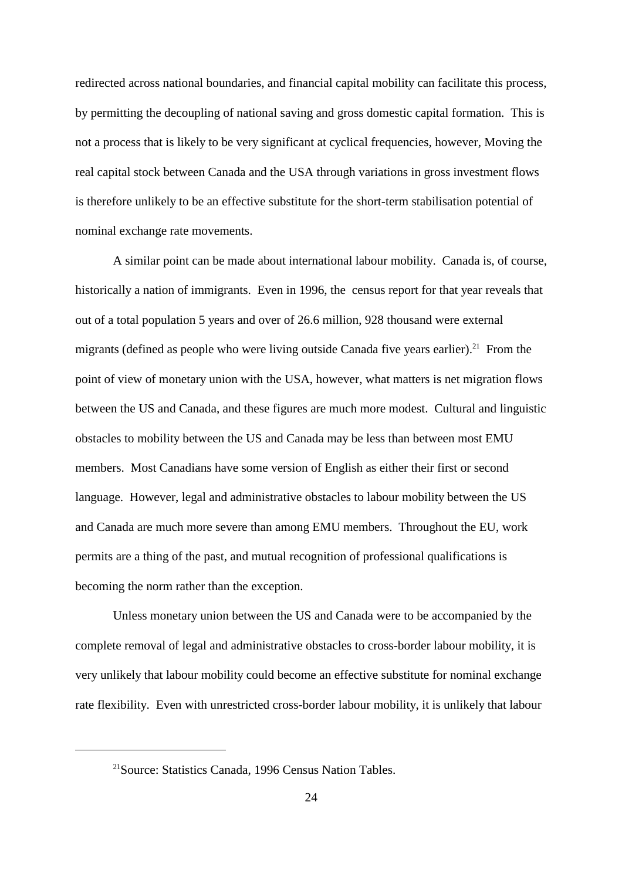redirected across national boundaries, and financial capital mobility can facilitate this process, by permitting the decoupling of national saving and gross domestic capital formation. This is not a process that is likely to be very significant at cyclical frequencies, however, Moving the real capital stock between Canada and the USA through variations in gross investment flows is therefore unlikely to be an effective substitute for the short-term stabilisation potential of nominal exchange rate movements.

A similar point can be made about international labour mobility. Canada is, of course, historically a nation of immigrants. Even in 1996, the census report for that year reveals that out of a total population 5 years and over of 26.6 million, 928 thousand were external migrants (defined as people who were living outside Canada five years earlier).[21] From the point of view of monetary union with the USA, however, what matters is net migration flows between the US and Canada, and these figures are much more modest. Cultural and linguistic obstacles to mobility between the US and Canada may be less than between most EMU members. Most Canadians have some version of English as either their first or second language. However, legal and administrative obstacles to labour mobility between the US and Canada are much more severe than among EMU members. Throughout the EU, work permits are a thing of the past, and mutual recognition of professional qualifications is becoming the norm rather than the exception.

Unless monetary union between the US and Canada were to be accompanied by the complete removal of legal and administrative obstacles to cross-border labour mobility, it is very unlikely that labour mobility could become an effective substitute for nominal exchange rate flexibility. Even with unrestricted cross-border labour mobility, it is unlikely that labour

[21] Source: Statistics Canada, 1996 Census Nation Tables.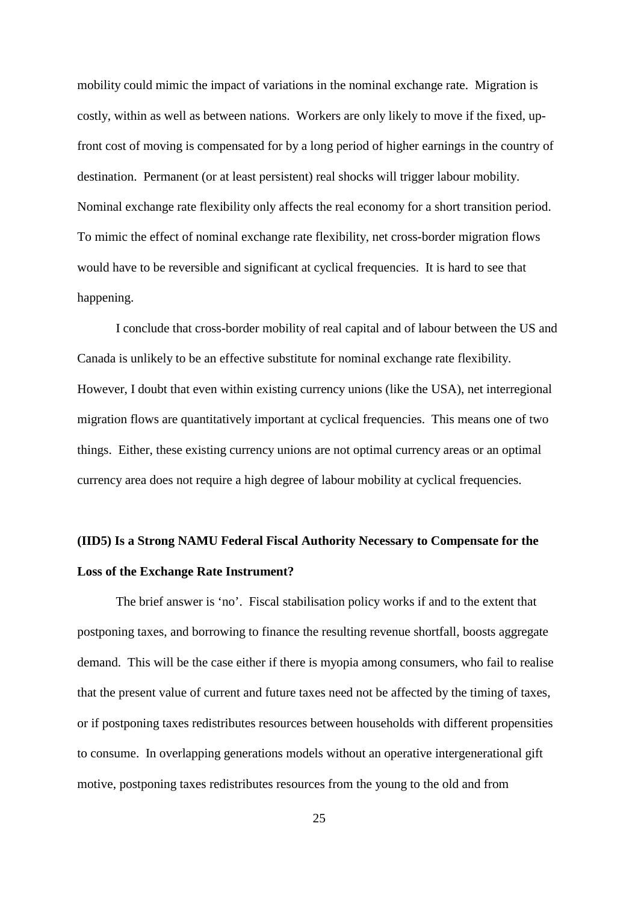mobility could mimic the impact of variations in the nominal exchange rate. Migration is costly, within as well as between nations. Workers are only likely to move if the fixed, up-front cost of moving is compensated for by a long period of higher earnings in the country of destination. Permanent (or at least persistent) real shocks will trigger labour mobility. Nominal exchange rate flexibility only affects the real economy for a short transition period. To mimic the effect of nominal exchange rate flexibility, net cross-border migration flows would have to be reversible and significant at cyclical frequencies. It is hard to see that happening.

I conclude that cross-border mobility of real capital and of labour between the US and Canada is unlikely to be an effective substitute for nominal exchange rate flexibility. However, I doubt that even within existing currency unions (like the USA), net interregional migration flows are quantitatively important at cyclical frequencies. This means one of two things. Either, these existing currency unions are not optimal currency areas or an optimal currency area does not require a high degree of labour mobility at cyclical frequencies.

**(IID5) Is a Strong NAMU Federal Fiscal Authority Necessary to Compensate for the Loss of the Exchange Rate Instrument?**

The brief answer is 'no'. Fiscal stabilisation policy works if and to the extent that postponing taxes, and borrowing to finance the resulting revenue shortfall, boosts aggregate demand. This will be the case either if there is myopia among consumers, who fail to realise that the present value of current and future taxes need not be affected by the timing of taxes, or if postponing taxes redistributes resources between households with different propensities to consume. In overlapping generations models without an operative intergenerational gift motive, postponing taxes redistributes resources from the young to the old and from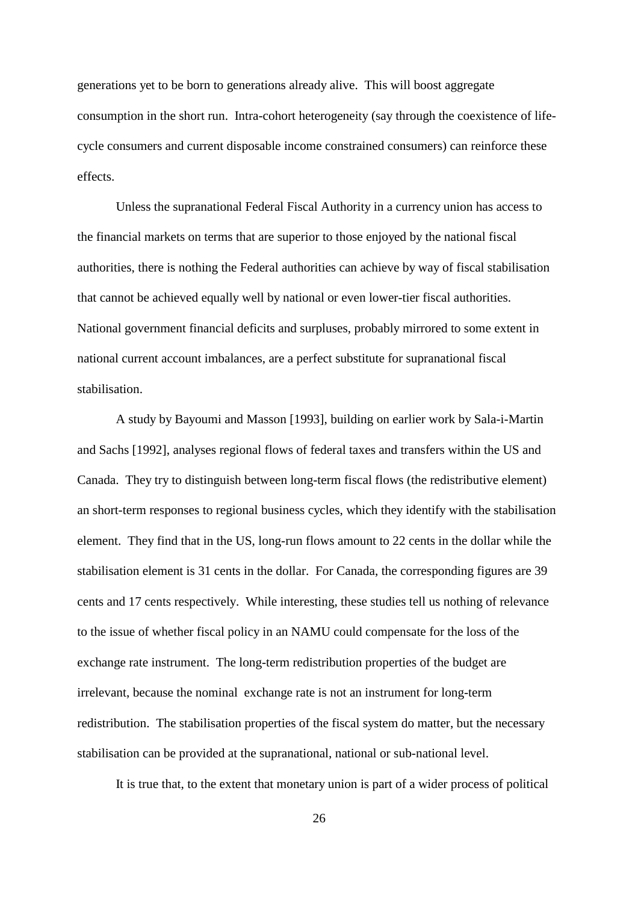generations yet to be born to generations already alive. This will boost aggregate consumption in the short run. Intra-cohort heterogeneity (say through the coexistence of life-cycle consumers and current disposable income constrained consumers) can reinforce these effects.

Unless the supranational Federal Fiscal Authority in a currency union has access to the financial markets on terms that are superior to those enjoyed by the national fiscal authorities, there is nothing the Federal authorities can achieve by way of fiscal stabilisation that cannot be achieved equally well by national or even lower-tier fiscal authorities. National government financial deficits and surpluses, probably mirrored to some extent in national current account imbalances, are a perfect substitute for supranational fiscal stabilisation.

A study by Bayoumi and Masson [1993], building on earlier work by Sala-i-Martin and Sachs [1992], analyses regional flows of federal taxes and transfers within the US and Canada. They try to distinguish between long-term fiscal flows (the redistributive element) an short-term responses to regional business cycles, which they identify with the stabilisation element. They find that in the US, long-run flows amount to 22 cents in the dollar while the stabilisation element is 31 cents in the dollar. For Canada, the corresponding figures are 39 cents and 17 cents respectively. While interesting, these studies tell us nothing of relevance to the issue of whether fiscal policy in an NAMU could compensate for the loss of the exchange rate instrument. The long-term redistribution properties of the budget are irrelevant, because the nominal exchange rate is not an instrument for long-term redistribution. The stabilisation properties of the fiscal system do matter, but the necessary stabilisation can be provided at the supranational, national or sub-national level.

It is true that, to the extent that monetary union is part of a wider process of political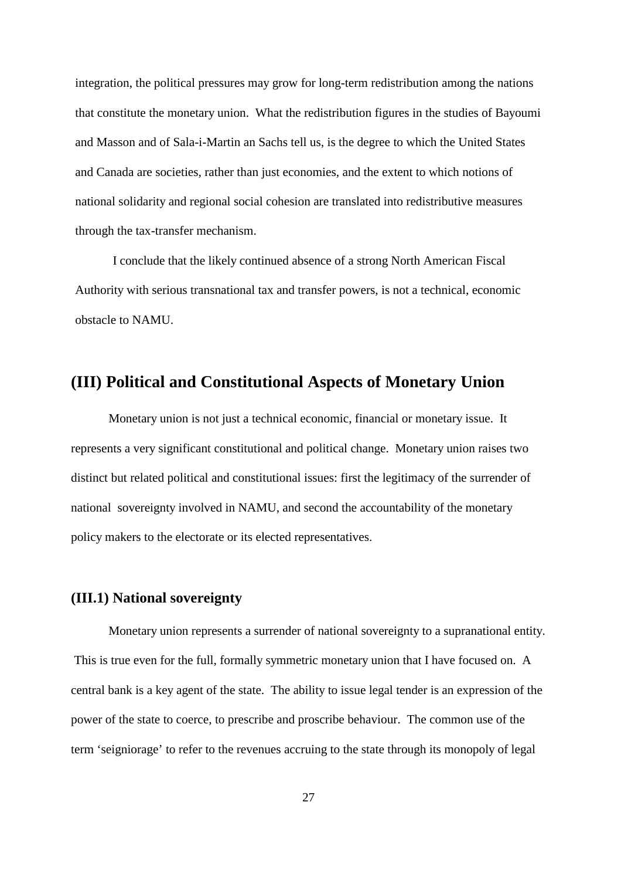integration, the political pressures may grow for long-term redistribution among the nations that constitute the monetary union. What the redistribution figures in the studies of Bayoumi and Masson and of Sala-i-Martin an Sachs tell us, is the degree to which the United States and Canada are societies, rather than just economies, and the extent to which notions of national solidarity and regional social cohesion are translated into redistributive measures through the tax-transfer mechanism.

I conclude that the likely continued absence of a strong North American Fiscal Authority with serious transnational tax and transfer powers, is not a technical, economic obstacle to NAMU.

## (III) Political and Constitutional Aspects of Monetary Union

Monetary union is not just a technical economic, financial or monetary issue. It represents a very significant constitutional and political change. Monetary union raises two distinct but related political and constitutional issues: first the legitimacy of the surrender of national sovereignty involved in NAMU, and second the accountability of the monetary policy makers to the electorate or its elected representatives.

### (III.1) National sovereignty

Monetary union represents a surrender of national sovereignty to a supranational entity. This is true even for the full, formally symmetric monetary union that I have focused on. A central bank is a key agent of the state. The ability to issue legal tender is an expression of the power of the state to coerce, to prescribe and proscribe behaviour. The common use of the term 'seigniorage' to refer to the revenues accruing to the state through its monopoly of legal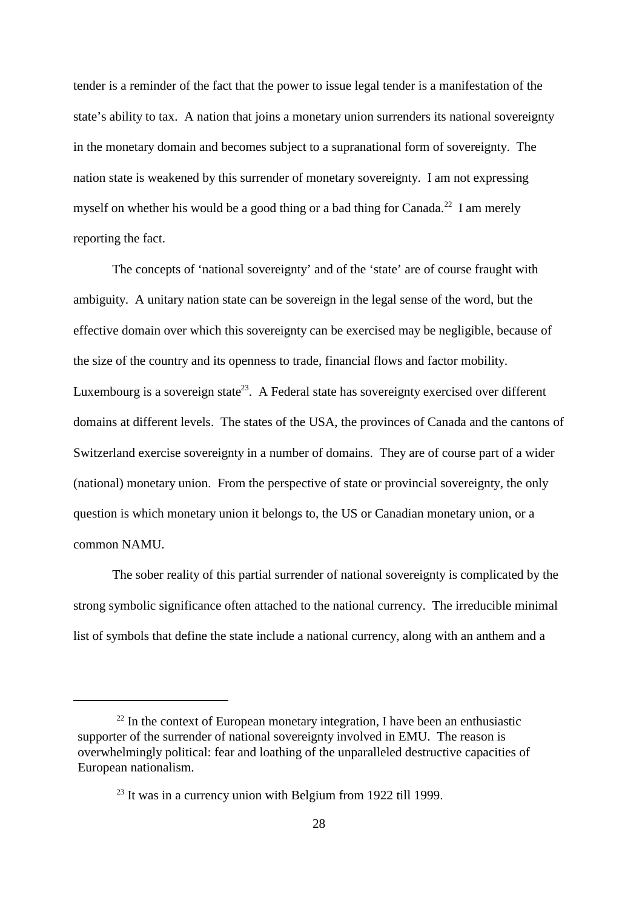tender is a reminder of the fact that the power to issue legal tender is a manifestation of the state's ability to tax. A nation that joins a monetary union surrenders its national sovereignty in the monetary domain and becomes subject to a supranational form of sovereignty. The nation state is weakened by this surrender of monetary sovereignty. I am not expressing myself on whether his would be a good thing or a bad thing for Canada.[22] I am merely reporting the fact.

The concepts of 'national sovereignty' and of the 'state' are of course fraught with ambiguity. A unitary nation state can be sovereign in the legal sense of the word, but the effective domain over which this sovereignty can be exercised may be negligible, because of the size of the country and its openness to trade, financial flows and factor mobility. Luxembourg is a sovereign state[23]. A Federal state has sovereignty exercised over different domains at different levels. The states of the USA, the provinces of Canada and the cantons of Switzerland exercise sovereignty in a number of domains. They are of course part of a wider (national) monetary union. From the perspective of state or provincial sovereignty, the only question is which monetary union it belongs to, the US or Canadian monetary union, or a common NAMU.

The sober reality of this partial surrender of national sovereignty is complicated by the strong symbolic significance often attached to the national currency. The irreducible minimal list of symbols that define the state include a national currency, along with an anthem and a

---

[22] In the context of European monetary integration, I have been an enthusiastic supporter of the surrender of national sovereignty involved in EMU. The reason is overwhelmingly political: fear and loathing of the unparalleled destructive capacities of European nationalism.

[23] It was in a currency union with Belgium from 1922 till 1999.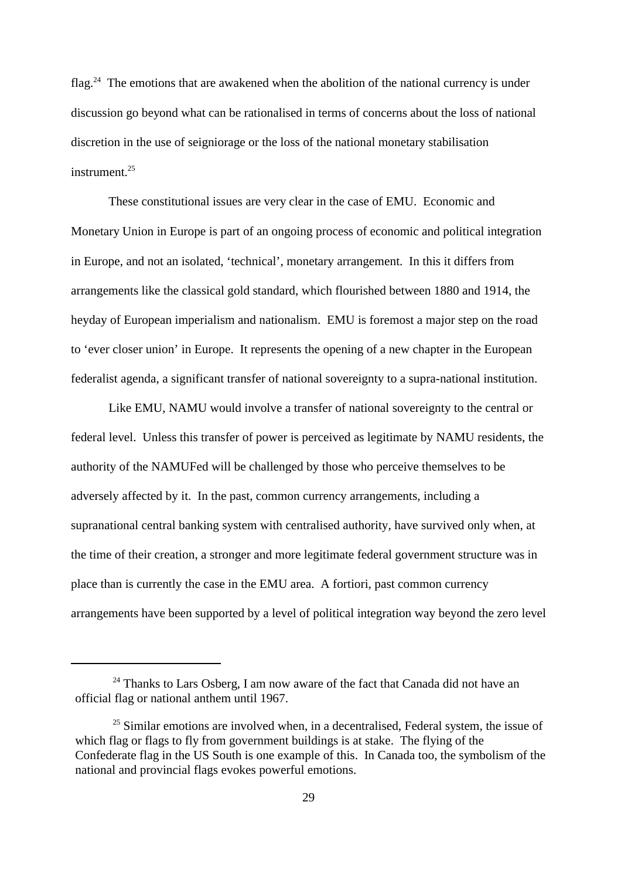flag.[24] The emotions that are awakened when the abolition of the national currency is under discussion go beyond what can be rationalised in terms of concerns about the loss of national discretion in the use of seigniorage or the loss of the national monetary stabilisation instrument.[25]

These constitutional issues are very clear in the case of EMU. Economic and Monetary Union in Europe is part of an ongoing process of economic and political integration in Europe, and not an isolated, 'technical', monetary arrangement. In this it differs from arrangements like the classical gold standard, which flourished between 1880 and 1914, the heyday of European imperialism and nationalism. EMU is foremost a major step on the road to 'ever closer union' in Europe. It represents the opening of a new chapter in the European federalist agenda, a significant transfer of national sovereignty to a supra-national institution.

Like EMU, NAMU would involve a transfer of national sovereignty to the central or federal level. Unless this transfer of power is perceived as legitimate by NAMU residents, the authority of the NAMUFed will be challenged by those who perceive themselves to be adversely affected by it. In the past, common currency arrangements, including a supranational central banking system with centralised authority, have survived only when, at the time of their creation, a stronger and more legitimate federal government structure was in place than is currently the case in the EMU area. A fortiori, past common currency arrangements have been supported by a level of political integration way beyond the zero level

---

[24] Thanks to Lars Osberg, I am now aware of the fact that Canada did not have an official flag or national anthem until 1967.

[25] Similar emotions are involved when, in a decentralised, Federal system, the issue of which flag or flags to fly from government buildings is at stake. The flying of the Confederate flag in the US South is one example of this. In Canada too, the symbolism of the national and provincial flags evokes powerful emotions.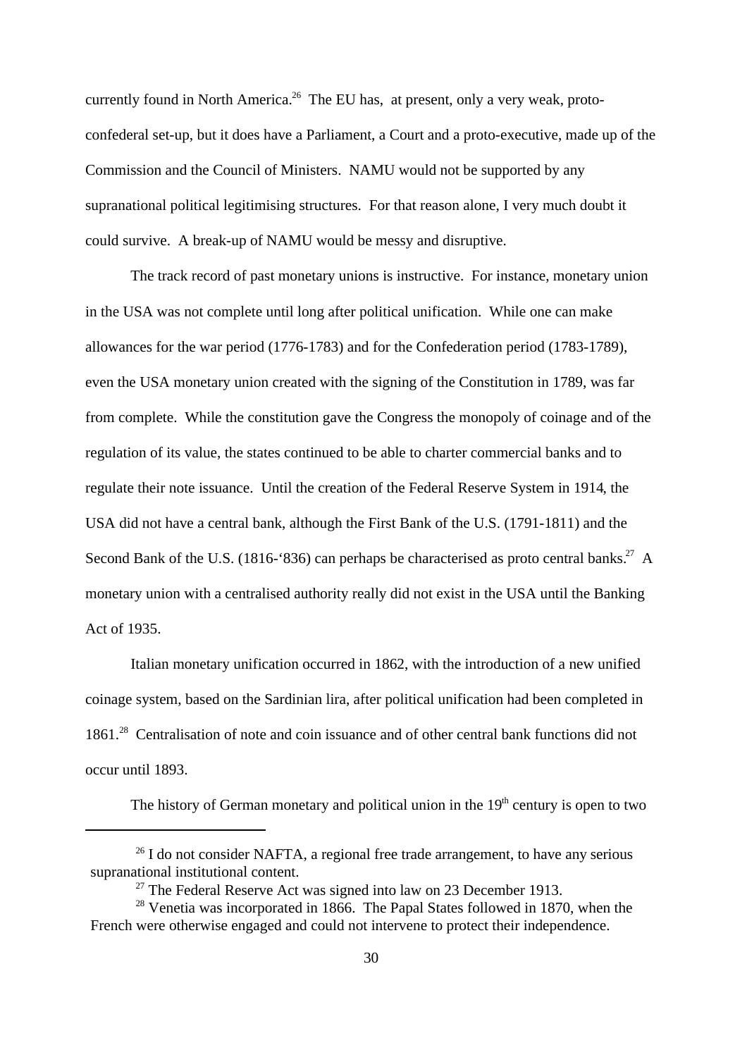currently found in North America.[26] The EU has, at present, only a very weak, proto-confederal set-up, but it does have a Parliament, a Court and a proto-executive, made up of the Commission and the Council of Ministers. NAMU would not be supported by any supranational political legitimising structures. For that reason alone, I very much doubt it could survive. A break-up of NAMU would be messy and disruptive.

The track record of past monetary unions is instructive. For instance, monetary union in the USA was not complete until long after political unification. While one can make allowances for the war period (1776-1783) and for the Confederation period (1783-1789), even the USA monetary union created with the signing of the Constitution in 1789, was far from complete. While the constitution gave the Congress the monopoly of coinage and of the regulation of its value, the states continued to be able to charter commercial banks and to regulate their note issuance. Until the creation of the Federal Reserve System in 1914, the USA did not have a central bank, although the First Bank of the U.S. (1791-1811) and the Second Bank of the U.S. (1816-'836) can perhaps be characterised as proto central banks.[27] A monetary union with a centralised authority really did not exist in the USA until the Banking Act of 1935.

Italian monetary unification occurred in 1862, with the introduction of a new unified coinage system, based on the Sardinian lira, after political unification had been completed in 1861.[28] Centralisation of note and coin issuance and of other central bank functions did not occur until 1893.

The history of German monetary and political union in the 19th century is open to two

---

[26] I do not consider NAFTA, a regional free trade arrangement, to have any serious supranational institutional content.

[27] The Federal Reserve Act was signed into law on 23 December 1913.

[28] Venetia was incorporated in 1866. The Papal States followed in 1870, when the French were otherwise engaged and could not intervene to protect their independence.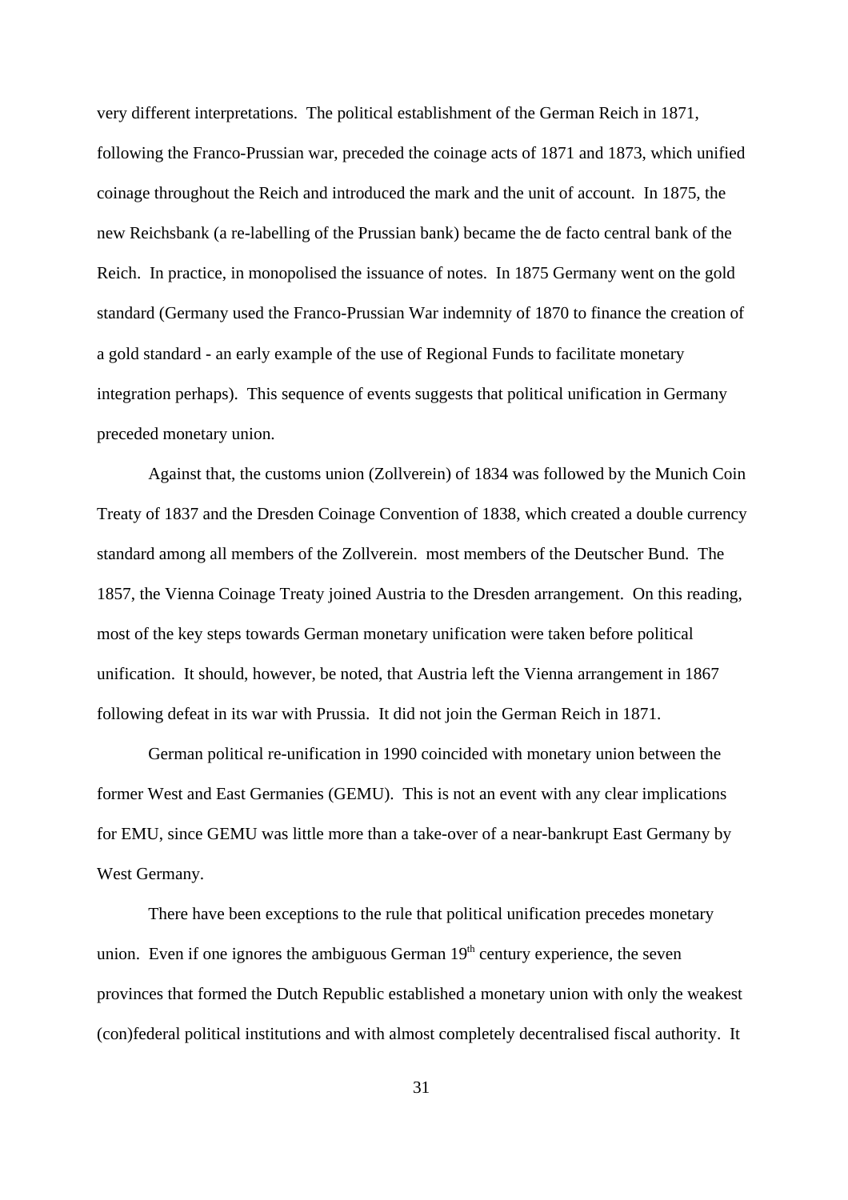very different interpretations. The political establishment of the German Reich in 1871, following the Franco-Prussian war, preceded the coinage acts of 1871 and 1873, which unified coinage throughout the Reich and introduced the mark and the unit of account. In 1875, the new Reichsbank (a re-labelling of the Prussian bank) became the de facto central bank of the Reich. In practice, in monopolised the issuance of notes. In 1875 Germany went on the gold standard (Germany used the Franco-Prussian War indemnity of 1870 to finance the creation of a gold standard - an early example of the use of Regional Funds to facilitate monetary integration perhaps). This sequence of events suggests that political unification in Germany preceded monetary union.

Against that, the customs union (Zollverein) of 1834 was followed by the Munich Coin Treaty of 1837 and the Dresden Coinage Convention of 1838, which created a double currency standard among all members of the Zollverein. most members of the Deutscher Bund. The 1857, the Vienna Coinage Treaty joined Austria to the Dresden arrangement. On this reading, most of the key steps towards German monetary unification were taken before political unification. It should, however, be noted, that Austria left the Vienna arrangement in 1867 following defeat in its war with Prussia. It did not join the German Reich in 1871.

German political re-unification in 1990 coincided with monetary union between the former West and East Germanies (GEMU). This is not an event with any clear implications for EMU, since GEMU was little more than a take-over of a near-bankrupt East Germany by West Germany.

There have been exceptions to the rule that political unification precedes monetary union. Even if one ignores the ambiguous German 19th century experience, the seven provinces that formed the Dutch Republic established a monetary union with only the weakest (con)federal political institutions and with almost completely decentralised fiscal authority. It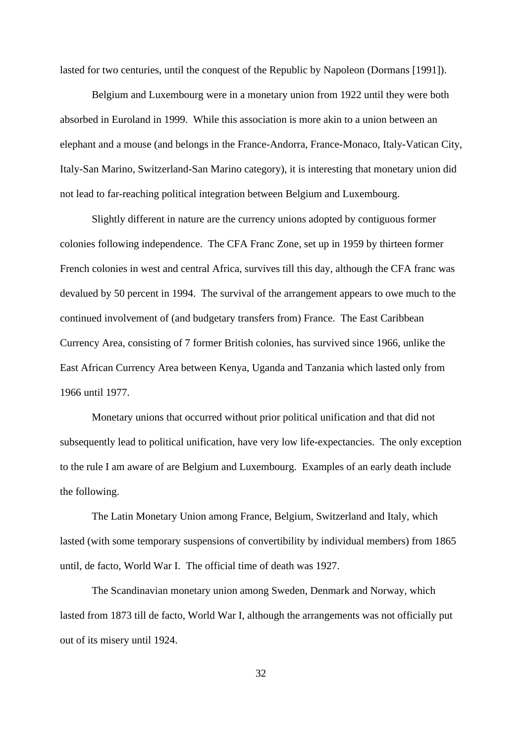lasted for two centuries, until the conquest of the Republic by Napoleon (Dormans [1991]).

Belgium and Luxembourg were in a monetary union from 1922 until they were both absorbed in Euroland in 1999. While this association is more akin to a union between an elephant and a mouse (and belongs in the France-Andorra, France-Monaco, Italy-Vatican City, Italy-San Marino, Switzerland-San Marino category), it is interesting that monetary union did not lead to far-reaching political integration between Belgium and Luxembourg.

Slightly different in nature are the currency unions adopted by contiguous former colonies following independence. The CFA Franc Zone, set up in 1959 by thirteen former French colonies in west and central Africa, survives till this day, although the CFA franc was devalued by 50 percent in 1994. The survival of the arrangement appears to owe much to the continued involvement of (and budgetary transfers from) France. The East Caribbean Currency Area, consisting of 7 former British colonies, has survived since 1966, unlike the East African Currency Area between Kenya, Uganda and Tanzania which lasted only from 1966 until 1977.

Monetary unions that occurred without prior political unification and that did not subsequently lead to political unification, have very low life-expectancies. The only exception to the rule I am aware of are Belgium and Luxembourg. Examples of an early death include the following.

The Latin Monetary Union among France, Belgium, Switzerland and Italy, which lasted (with some temporary suspensions of convertibility by individual members) from 1865 until, de facto, World War I. The official time of death was 1927.

The Scandinavian monetary union among Sweden, Denmark and Norway, which lasted from 1873 till de facto, World War I, although the arrangements was not officially put out of its misery until 1924.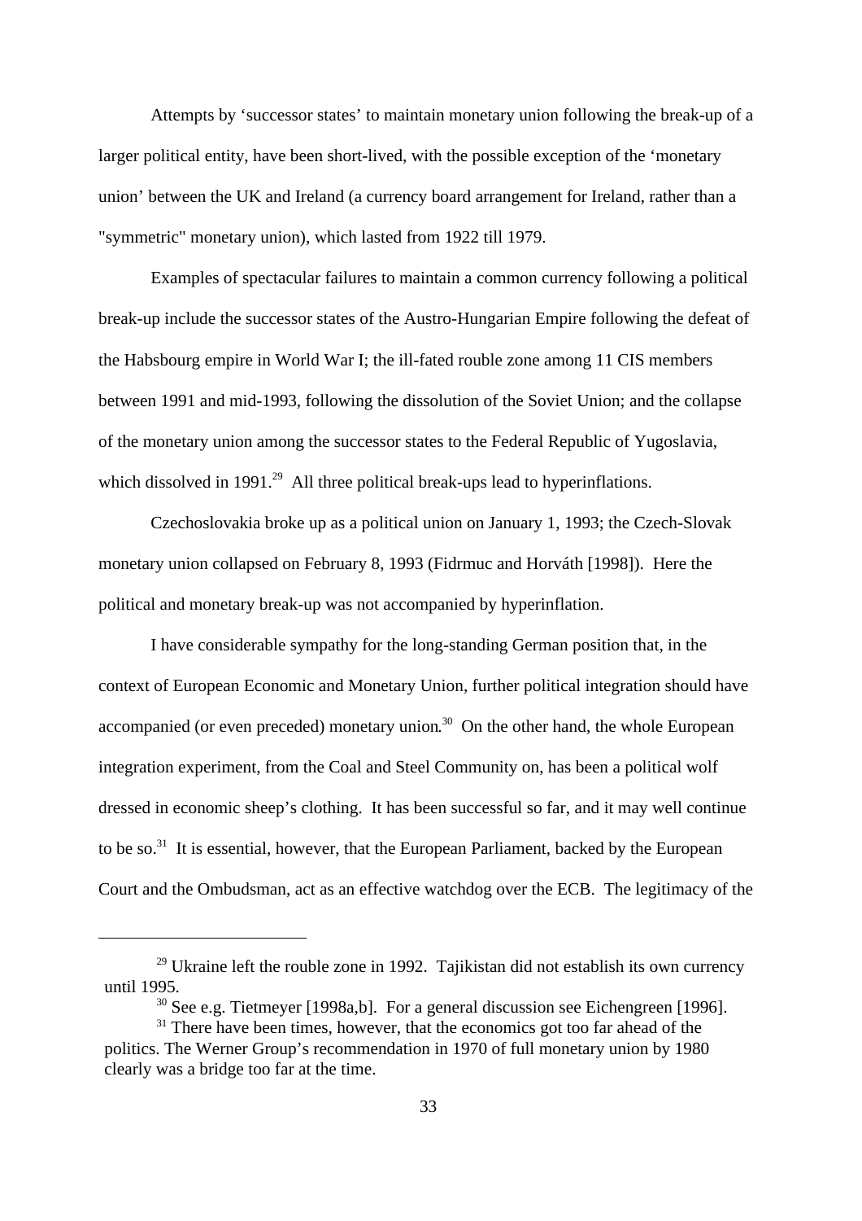Attempts by 'successor states' to maintain monetary union following the break-up of a larger political entity, have been short-lived, with the possible exception of the 'monetary union' between the UK and Ireland (a currency board arrangement for Ireland, rather than a "symmetric" monetary union), which lasted from 1922 till 1979.

Examples of spectacular failures to maintain a common currency following a political break-up include the successor states of the Austro-Hungarian Empire following the defeat of the Habsbourg empire in World War I; the ill-fated rouble zone among 11 CIS members between 1991 and mid-1993, following the dissolution of the Soviet Union; and the collapse of the monetary union among the successor states to the Federal Republic of Yugoslavia, which dissolved in 1991.[29] All three political break-ups lead to hyperinflations.

Czechoslovakia broke up as a political union on January 1, 1993; the Czech-Slovak monetary union collapsed on February 8, 1993 (Fidrmuc and Horváth [1998]). Here the political and monetary break-up was not accompanied by hyperinflation.

I have considerable sympathy for the long-standing German position that, in the context of European Economic and Monetary Union, further political integration should have accompanied (or even preceded) monetary union.[30] On the other hand, the whole European integration experiment, from the Coal and Steel Community on, has been a political wolf dressed in economic sheep's clothing. It has been successful so far, and it may well continue to be so.[31] It is essential, however, that the European Parliament, backed by the European Court and the Ombudsman, act as an effective watchdog over the ECB. The legitimacy of the

[29] Ukraine left the rouble zone in 1992. Tajikistan did not establish its own currency until 1995.

[30] See e.g. Tietmeyer [1998a,b]. For a general discussion see Eichengreen [1996].

[31] There have been times, however, that the economics got too far ahead of the politics. The Werner Group's recommendation in 1970 of full monetary union by 1980 clearly was a bridge too far at the time.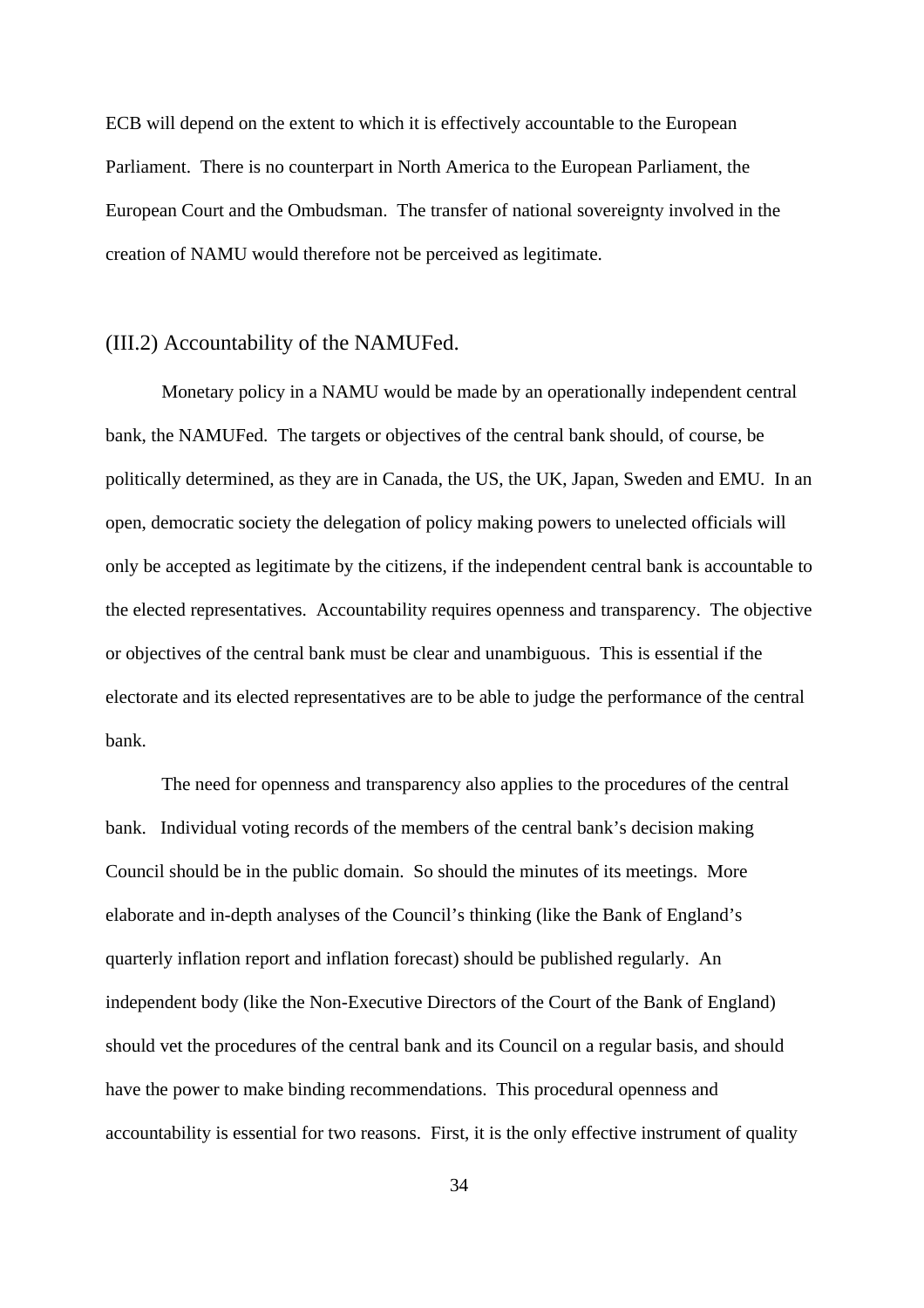ECB will depend on the extent to which it is effectively accountable to the European Parliament. There is no counterpart in North America to the European Parliament, the European Court and the Ombudsman. The transfer of national sovereignty involved in the creation of NAMU would therefore not be perceived as legitimate.

### (III.2) Accountability of the NAMUFed.

Monetary policy in a NAMU would be made by an operationally independent central bank, the NAMUFed. The targets or objectives of the central bank should, of course, be politically determined, as they are in Canada, the US, the UK, Japan, Sweden and EMU. In an open, democratic society the delegation of policy making powers to unelected officials will only be accepted as legitimate by the citizens, if the independent central bank is accountable to the elected representatives. Accountability requires openness and transparency. The objective or objectives of the central bank must be clear and unambiguous. This is essential if the electorate and its elected representatives are to be able to judge the performance of the central bank.

The need for openness and transparency also applies to the procedures of the central bank. Individual voting records of the members of the central bank's decision making Council should be in the public domain. So should the minutes of its meetings. More elaborate and in-depth analyses of the Council's thinking (like the Bank of England's quarterly inflation report and inflation forecast) should be published regularly. An independent body (like the Non-Executive Directors of the Court of the Bank of England) should vet the procedures of the central bank and its Council on a regular basis, and should have the power to make binding recommendations. This procedural openness and accountability is essential for two reasons. First, it is the only effective instrument of quality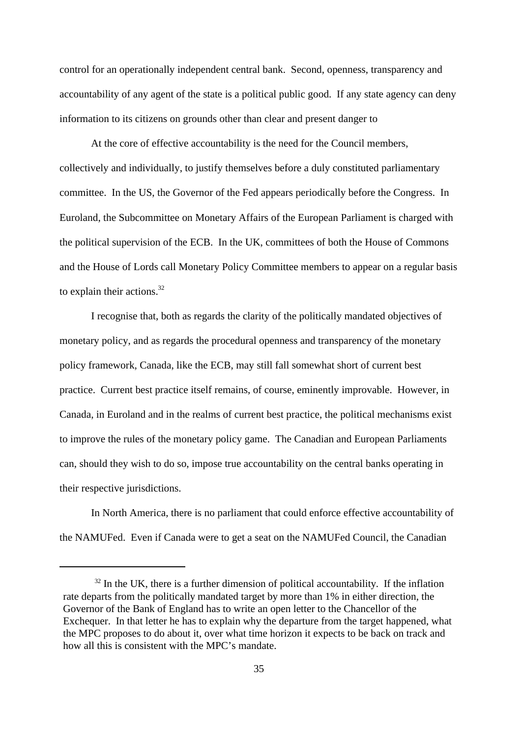control for an operationally independent central bank. Second, openness, transparency and accountability of any agent of the state is a political public good. If any state agency can deny information to its citizens on grounds other than clear and present danger to

At the core of effective accountability is the need for the Council members, collectively and individually, to justify themselves before a duly constituted parliamentary committee. In the US, the Governor of the Fed appears periodically before the Congress. In Euroland, the Subcommittee on Monetary Affairs of the European Parliament is charged with the political supervision of the ECB. In the UK, committees of both the House of Commons and the House of Lords call Monetary Policy Committee members to appear on a regular basis to explain their actions.[32]

I recognise that, both as regards the clarity of the politically mandated objectives of monetary policy, and as regards the procedural openness and transparency of the monetary policy framework, Canada, like the ECB, may still fall somewhat short of current best practice. Current best practice itself remains, of course, eminently improvable. However, in Canada, in Euroland and in the realms of current best practice, the political mechanisms exist to improve the rules of the monetary policy game. The Canadian and European Parliaments can, should they wish to do so, impose true accountability on the central banks operating in their respective jurisdictions.

In North America, there is no parliament that could enforce effective accountability of the NAMUFed. Even if Canada were to get a seat on the NAMUFed Council, the Canadian

---

[32] In the UK, there is a further dimension of political accountability. If the inflation rate departs from the politically mandated target by more than 1% in either direction, the Governor of the Bank of England has to write an open letter to the Chancellor of the Exchequer. In that letter he has to explain why the departure from the target happened, what the MPC proposes to do about it, over what time horizon it expects to be back on track and how all this is consistent with the MPC's mandate.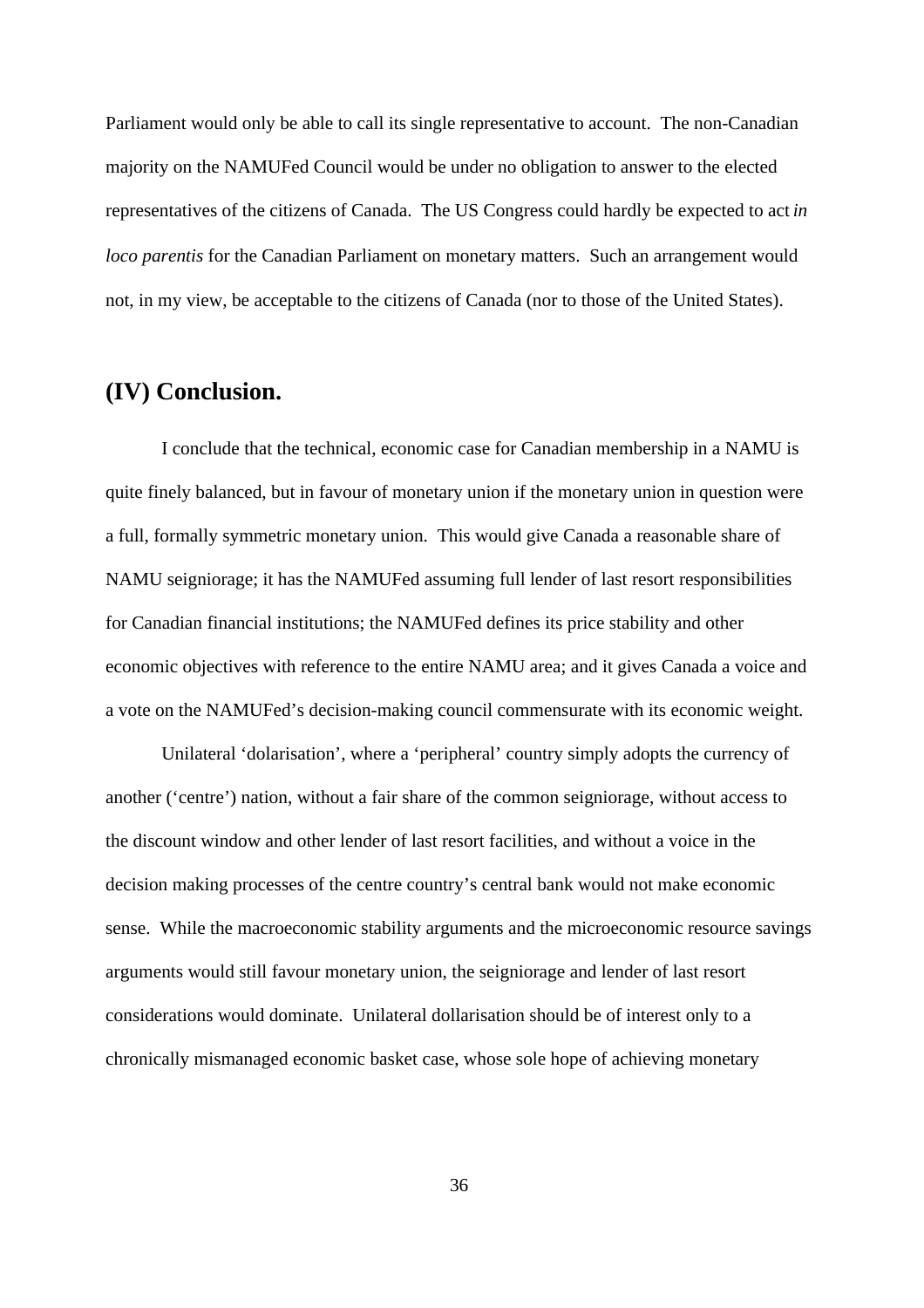Parliament would only be able to call its single representative to account. The non-Canadian majority on the NAMUFed Council would be under no obligation to answer to the elected representatives of the citizens of Canada. The US Congress could hardly be expected to act *in loco parentis* for the Canadian Parliament on monetary matters. Such an arrangement would not, in my view, be acceptable to the citizens of Canada (nor to those of the United States).

## (IV) Conclusion.

I conclude that the technical, economic case for Canadian membership in a NAMU is quite finely balanced, but in favour of monetary union if the monetary union in question were a full, formally symmetric monetary union. This would give Canada a reasonable share of NAMU seigniorage; it has the NAMUFed assuming full lender of last resort responsibilities for Canadian financial institutions; the NAMUFed defines its price stability and other economic objectives with reference to the entire NAMU area; and it gives Canada a voice and a vote on the NAMUFed's decision-making council commensurate with its economic weight.

Unilateral 'dolarisation', where a 'peripheral' country simply adopts the currency of another ('centre') nation, without a fair share of the common seigniorage, without access to the discount window and other lender of last resort facilities, and without a voice in the decision making processes of the centre country's central bank would not make economic sense. While the macroeconomic stability arguments and the microeconomic resource savings arguments would still favour monetary union, the seigniorage and lender of last resort considerations would dominate. Unilateral dollarisation should be of interest only to a chronically mismanaged economic basket case, whose sole hope of achieving monetary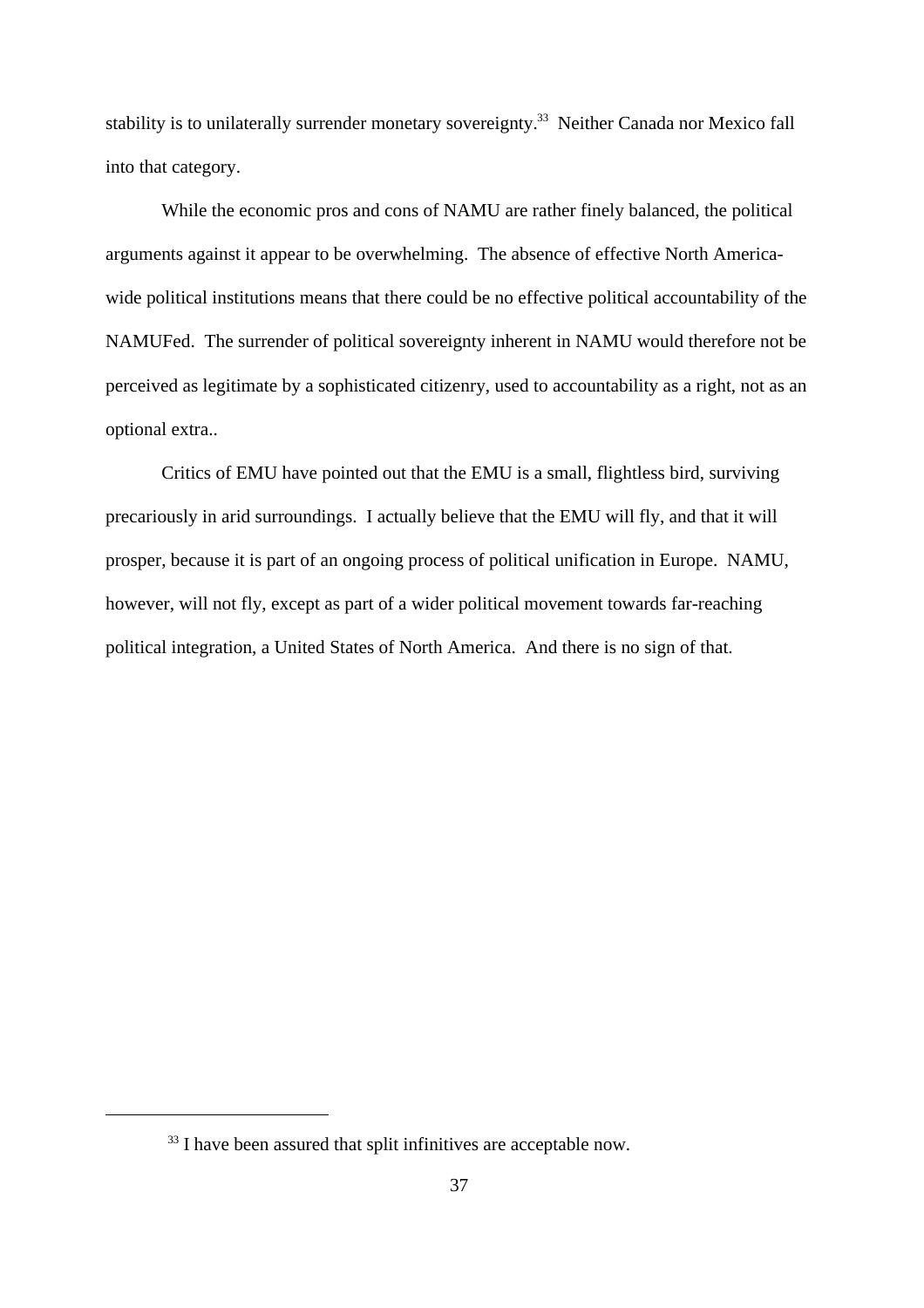stability is to unilaterally surrender monetary sovereignty.[33] Neither Canada nor Mexico fall into that category.

While the economic pros and cons of NAMU are rather finely balanced, the political arguments against it appear to be overwhelming. The absence of effective North America-wide political institutions means that there could be no effective political accountability of the NAMUFed. The surrender of political sovereignty inherent in NAMU would therefore not be perceived as legitimate by a sophisticated citizenry, used to accountability as a right, not as an optional extra..

Critics of EMU have pointed out that the EMU is a small, flightless bird, surviving precariously in arid surroundings. I actually believe that the EMU will fly, and that it will prosper, because it is part of an ongoing process of political unification in Europe. NAMU, however, will not fly, except as part of a wider political movement towards far-reaching political integration, a United States of North America. And there is no sign of that.

[33] I have been assured that split infinitives are acceptable now.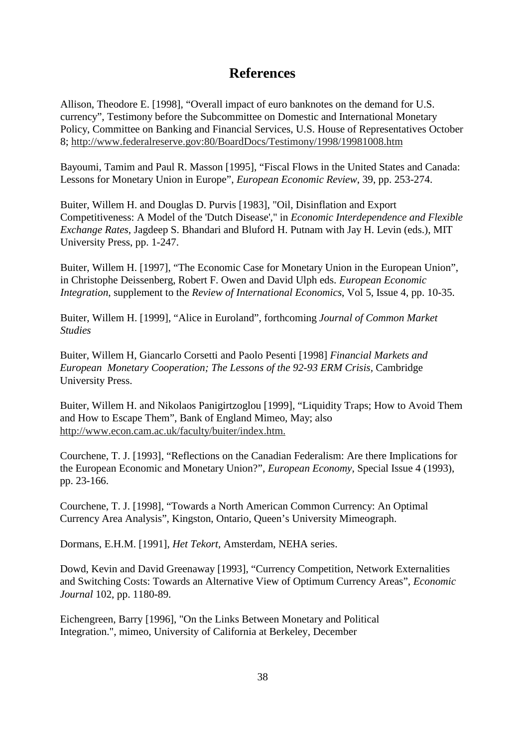# References

Allison, Theodore E. [1998], "Overall impact of euro banknotes on the demand for U.S. currency", Testimony before the Subcommittee on Domestic and International Monetary Policy, Committee on Banking and Financial Services, U.S. House of Representatives October 8; http://www.federalreserve.gov:80/BoardDocs/Testimony/1998/19981008.htm

Bayoumi, Tamim and Paul R. Masson [1995], "Fiscal Flows in the United States and Canada: Lessons for Monetary Union in Europe", *European Economic Review*, 39, pp. 253-274.

Buiter, Willem H. and Douglas D. Purvis [1983], "Oil, Disinflation and Export Competitiveness: A Model of the 'Dutch Disease'," in *Economic Interdependence and Flexible Exchange Rates*, Jagdeep S. Bhandari and Bluford H. Putnam with Jay H. Levin (eds.), MIT University Press, pp. 1-247.

Buiter, Willem H. [1997], "The Economic Case for Monetary Union in the European Union", in Christophe Deissenberg, Robert F. Owen and David Ulph eds. *European Economic Integration*, supplement to the *Review of International Economics*, Vol 5, Issue 4, pp. 10-35.

Buiter, Willem H. [1999], "Alice in Euroland", forthcoming *Journal of Common Market Studies*

Buiter, Willem H, Giancarlo Corsetti and Paolo Pesenti [1998] *Financial Markets and European Monetary Cooperation; The Lessons of the 92-93 ERM Crisis*, Cambridge University Press.

Buiter, Willem H. and Nikolaos Panigirtzoglou [1999], "Liquidity Traps; How to Avoid Them and How to Escape Them", Bank of England Mimeo, May; also http://www.econ.cam.ac.uk/faculty/buiter/index.htm.

Courchene, T. J. [1993], "Reflections on the Canadian Federalism: Are there Implications for the European Economic and Monetary Union?", *European Economy*, Special Issue 4 (1993), pp. 23-166.

Courchene, T. J. [1998], "Towards a North American Common Currency: An Optimal Currency Area Analysis", Kingston, Ontario, Queen's University Mimeograph.

Dormans, E.H.M. [1991], *Het Tekort*, Amsterdam, NEHA series.

Dowd, Kevin and David Greenaway [1993], "Currency Competition, Network Externalities and Switching Costs: Towards an Alternative View of Optimum Currency Areas", *Economic Journal* 102, pp. 1180-89.

Eichengreen, Barry [1996], "On the Links Between Monetary and Political Integration.", mimeo, University of California at Berkeley, December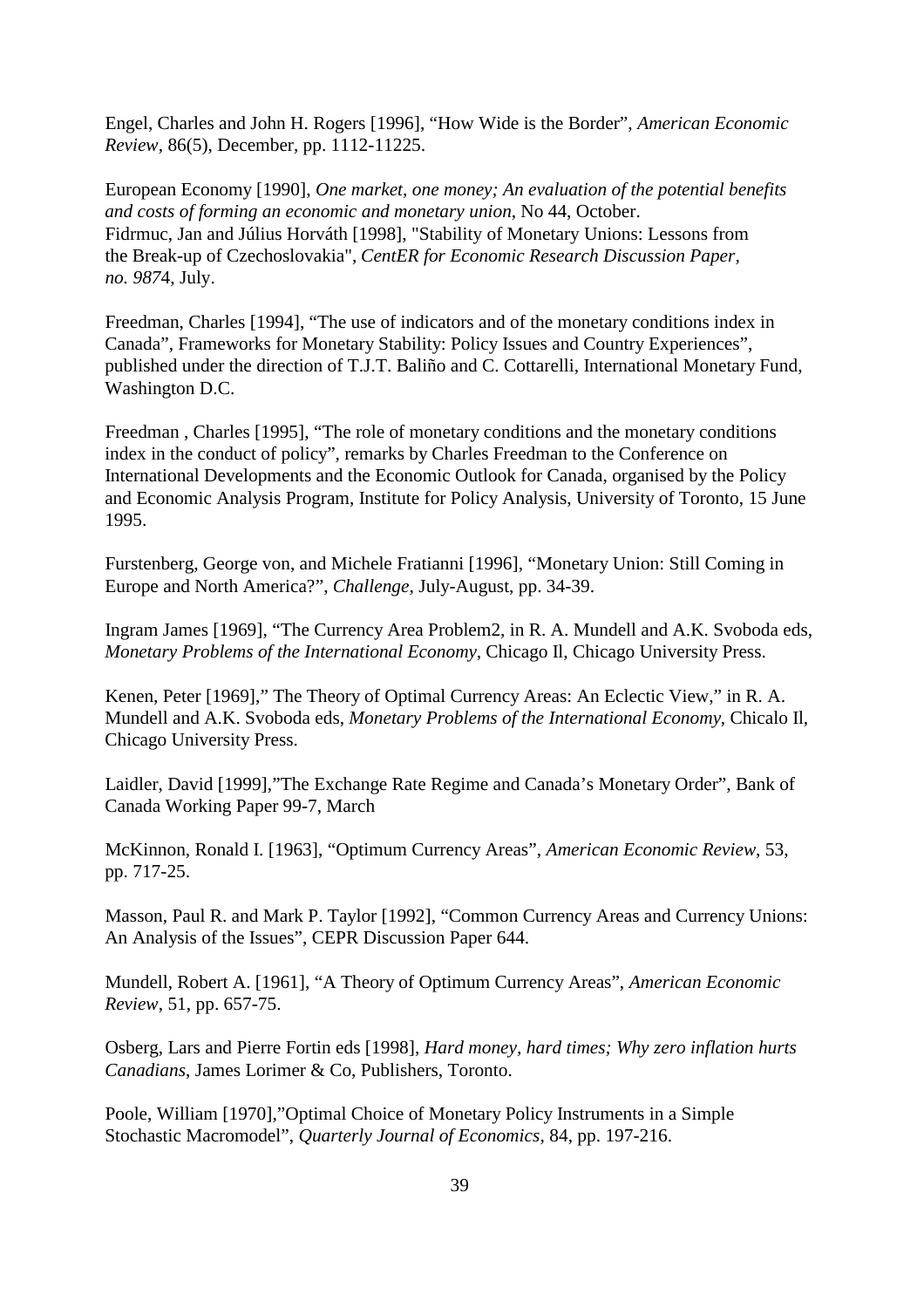Engel, Charles and John H. Rogers [1996], “How Wide is the Border”, *American Economic Review*, 86(5), December, pp. 1112-11225.

European Economy [1990], *One market, one money; An evaluation of the potential benefits and costs of forming an economic and monetary union*, No 44, October.
Fidrmuc, Jan and Július Horváth [1998], "Stability of Monetary Unions: Lessons from the Break-up of Czechoslovakia", *CentER for Economic Research Discussion Paper, no. 9874*, July.

Freedman, Charles [1994], “The use of indicators and of the monetary conditions index in Canada”, Frameworks for Monetary Stability: Policy Issues and Country Experiences”, published under the direction of T.J.T. Baliño and C. Cottarelli, International Monetary Fund, Washington D.C.

Freedman , Charles [1995], “The role of monetary conditions and the monetary conditions index in the conduct of policy”, remarks by Charles Freedman to the Conference on International Developments and the Economic Outlook for Canada, organised by the Policy and Economic Analysis Program, Institute for Policy Analysis, University of Toronto, 15 June 1995.

Furstenberg, George von, and Michele Fratianni [1996], “Monetary Union: Still Coming in Europe and North America?”, *Challenge*, July-August, pp. 34-39.

Ingram James [1969], “The Currency Area Problem2, in R. A. Mundell and A.K. Svoboda eds, *Monetary Problems of the International Economy*, Chicago Il, Chicago University Press.

Kenen, Peter [1969],” The Theory of Optimal Currency Areas: An Eclectic View,” in R. A. Mundell and A.K. Svoboda eds, *Monetary Problems of the International Economy*, Chicalo Il, Chicago University Press.

Laidler, David [1999],”The Exchange Rate Regime and Canada’s Monetary Order”, Bank of Canada Working Paper 99-7, March

McKinnon, Ronald I. [1963], “Optimum Currency Areas”, *American Economic Review*, 53, pp. 717-25.

Masson, Paul R. and Mark P. Taylor [1992], “Common Currency Areas and Currency Unions: An Analysis of the Issues”, CEPR Discussion Paper 644.

Mundell, Robert A. [1961], “A Theory of Optimum Currency Areas”, *American Economic Review*, 51, pp. 657-75.

Osberg, Lars and Pierre Fortin eds [1998], *Hard money, hard times; Why zero inflation hurts Canadians*, James Lorimer & Co, Publishers, Toronto.

Poole, William [1970],”Optimal Choice of Monetary Policy Instruments in a Simple Stochastic Macromodel”, *Quarterly Journal of Economics*, 84, pp. 197-216.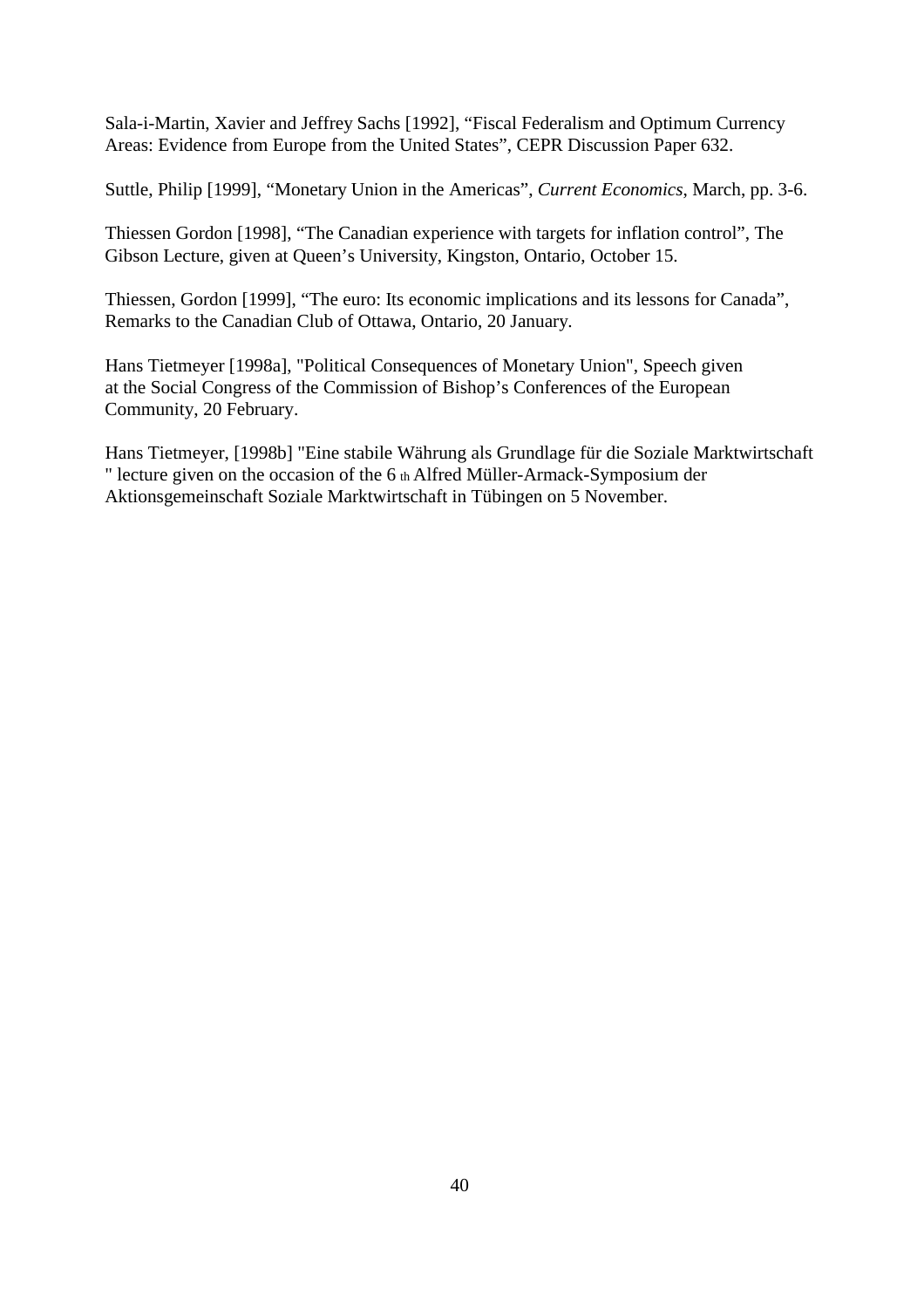Sala-i-Martin, Xavier and Jeffrey Sachs [1992], “Fiscal Federalism and Optimum Currency Areas: Evidence from Europe from the United States”, CEPR Discussion Paper 632.

Suttle, Philip [1999], “Monetary Union in the Americas”, *Current Economics*, March, pp. 3-6.

Thiessen Gordon [1998], “The Canadian experience with targets for inflation control”, The Gibson Lecture, given at Queen’s University, Kingston, Ontario, October 15.

Thiessen, Gordon [1999], “The euro: Its economic implications and its lessons for Canada”, Remarks to the Canadian Club of Ottawa, Ontario, 20 January.

Hans Tietmeyer [1998a], "Political Consequences of Monetary Union", Speech given at the Social Congress of the Commission of Bishop’s Conferences of the European Community, 20 February.

Hans Tietmeyer, [1998b] "Eine stabile Währung als Grundlage für die Soziale Marktwirtschaft " lecture given on the occasion of the 6 th Alfred Müller-Armack-Symposium der Aktionsgemeinschaft Soziale Marktwirtschaft in Tübingen on 5 November.